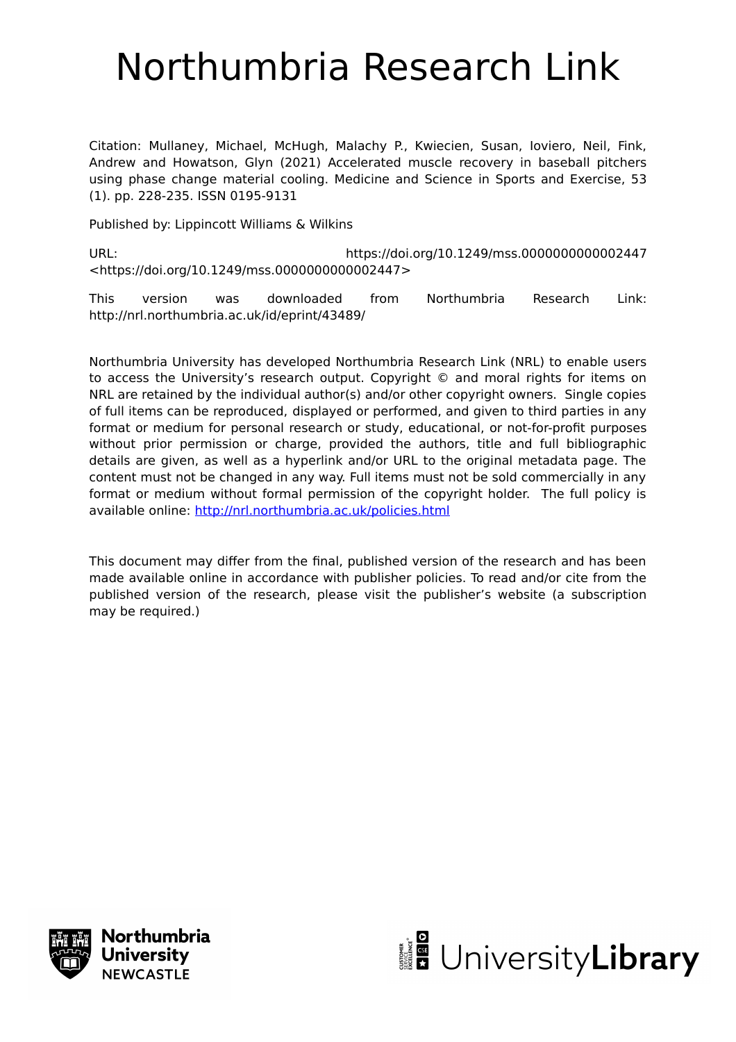# Northumbria Research Link

Citation: Mullaney, Michael, McHugh, Malachy P., Kwiecien, Susan, Ioviero, Neil, Fink, Andrew and Howatson, Glyn (2021) Accelerated muscle recovery in baseball pitchers using phase change material cooling. Medicine and Science in Sports and Exercise, 53 (1). pp. 228-235. ISSN 0195-9131

Published by: Lippincott Williams & Wilkins

URL: https://doi.org/10.1249/mss.0000000000002447 <https://doi.org/10.1249/mss.0000000000002447>

This version was downloaded from Northumbria Research Link: http://nrl.northumbria.ac.uk/id/eprint/43489/

Northumbria University has developed Northumbria Research Link (NRL) to enable users to access the University's research output. Copyright © and moral rights for items on NRL are retained by the individual author(s) and/or other copyright owners. Single copies of full items can be reproduced, displayed or performed, and given to third parties in any format or medium for personal research or study, educational, or not-for-profit purposes without prior permission or charge, provided the authors, title and full bibliographic details are given, as well as a hyperlink and/or URL to the original metadata page. The content must not be changed in any way. Full items must not be sold commercially in any format or medium without formal permission of the copyright holder. The full policy is available online: http://nrl.northumbria.ac.uk/policies.html

This document may differ from the final, published version of the research and has been made available online in accordance with publisher policies. To read and/or cite from the published version of the research, please visit the publisher's website (a subscription may be required.)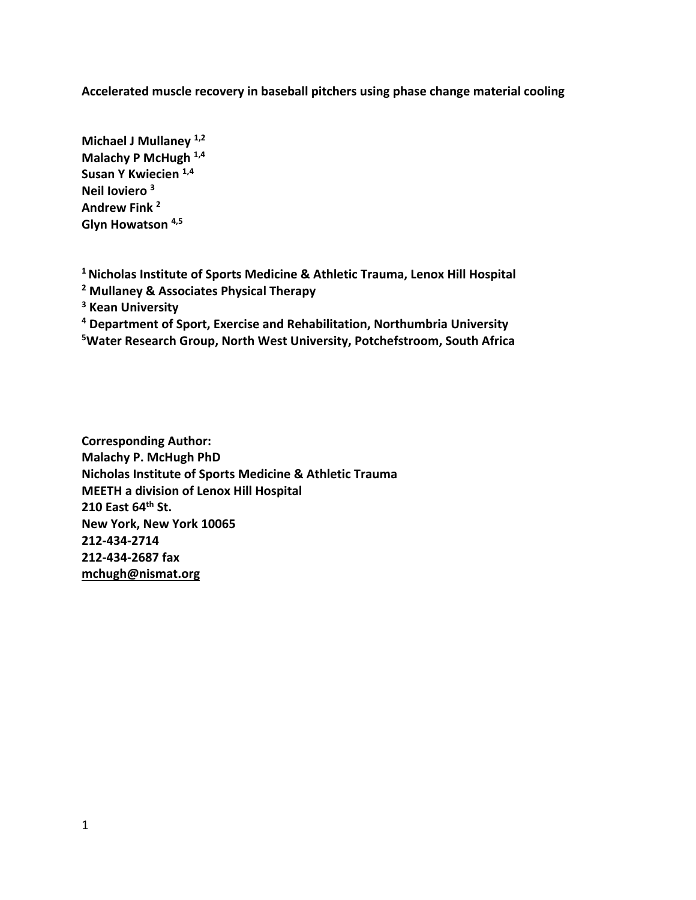**Accelerated muscle recovery in baseball pitchers using phase change material cooling**

**Michael J Mullaney [1,2]**
**Malachy P McHugh [1,4]**
**Susan Y Kwiecien [1,4]**
**Neil Ioviero [3]**
**Andrew Fink [2]**
**Glyn Howatson [4,5]**

**[1] Nicholas Institute of Sports Medicine & Athletic Trauma, Lenox Hill Hospital**
**[2] Mullaney & Associates Physical Therapy**
**[3] Kean University**
**[4] Department of Sport, Exercise and Rehabilitation, Northumbria University**
**[5] Water Research Group, North West University, Potchefstroom, South Africa**

**Corresponding Author:**
**Malachy P. McHugh PhD**
**Nicholas Institute of Sports Medicine & Athletic Trauma**
**MEETH a division of Lenox Hill Hospital**
**210 East 64th St.**
**New York, New York 10065**
**212-434-2714**
**212-434-2687 fax**
**mchugh@nismat.org**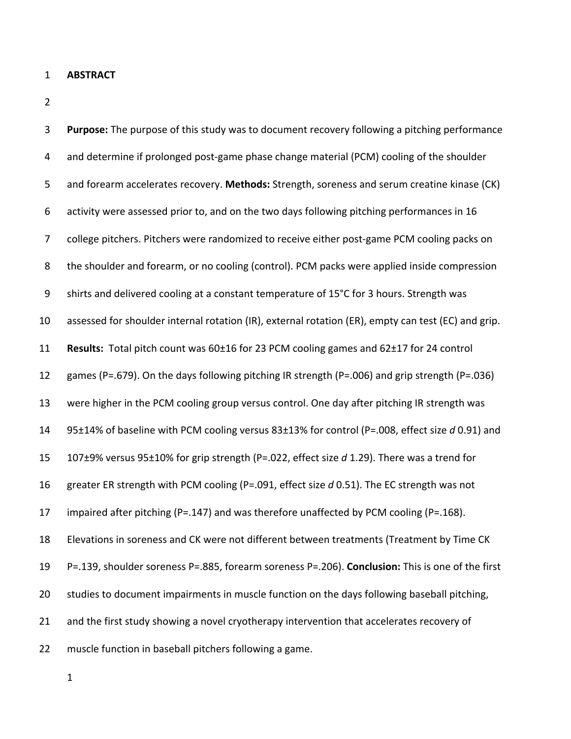# ABSTRACT

**Purpose:** The purpose of this study was to document recovery following a pitching performance and determine if prolonged post-game phase change material (PCM) cooling of the shoulder and forearm accelerates recovery. **Methods:** Strength, soreness and serum creatine kinase (CK) activity were assessed prior to, and on the two days following pitching performances in 16 college pitchers. Pitchers were randomized to receive either post-game PCM cooling packs on the shoulder and forearm, or no cooling (control). PCM packs were applied inside compression shirts and delivered cooling at a constant temperature of 15°C for 3 hours. Strength was assessed for shoulder internal rotation (IR), external rotation (ER), empty can test (EC) and grip. **Results:** Total pitch count was 60±16 for 23 PCM cooling games and 62±17 for 24 control games (P=.679). On the days following pitching IR strength (P=.006) and grip strength (P=.036) were higher in the PCM cooling group versus control. One day after pitching IR strength was 95±14% of baseline with PCM cooling versus 83±13% for control (P=.008, effect size *d* 0.91) and 107±9% versus 95±10% for grip strength (P=.022, effect size *d* 1.29). There was a trend for greater ER strength with PCM cooling (P=.091, effect size *d* 0.51). The EC strength was not impaired after pitching (P=.147) and was therefore unaffected by PCM cooling (P=.168). Elevations in soreness and CK were not different between treatments (Treatment by Time CK P=.139, shoulder soreness P=.885, forearm soreness P=.206). **Conclusion:** This is one of the first studies to document impairments in muscle function on the days following baseball pitching, and the first study showing a novel cryotherapy intervention that accelerates recovery of muscle function in baseball pitchers following a game.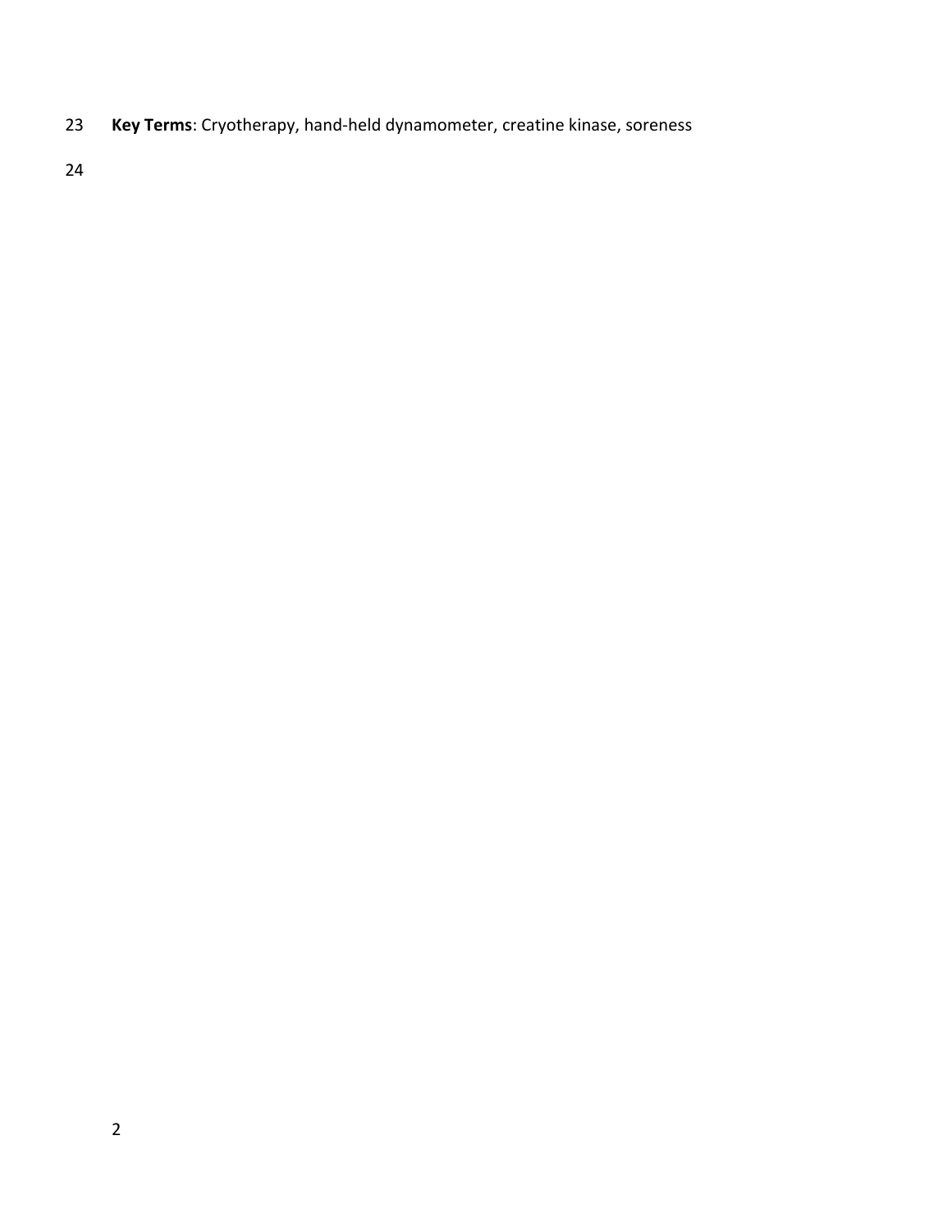**Key Terms**: Cryotherapy, hand-held dynamometer, creatine kinase, soreness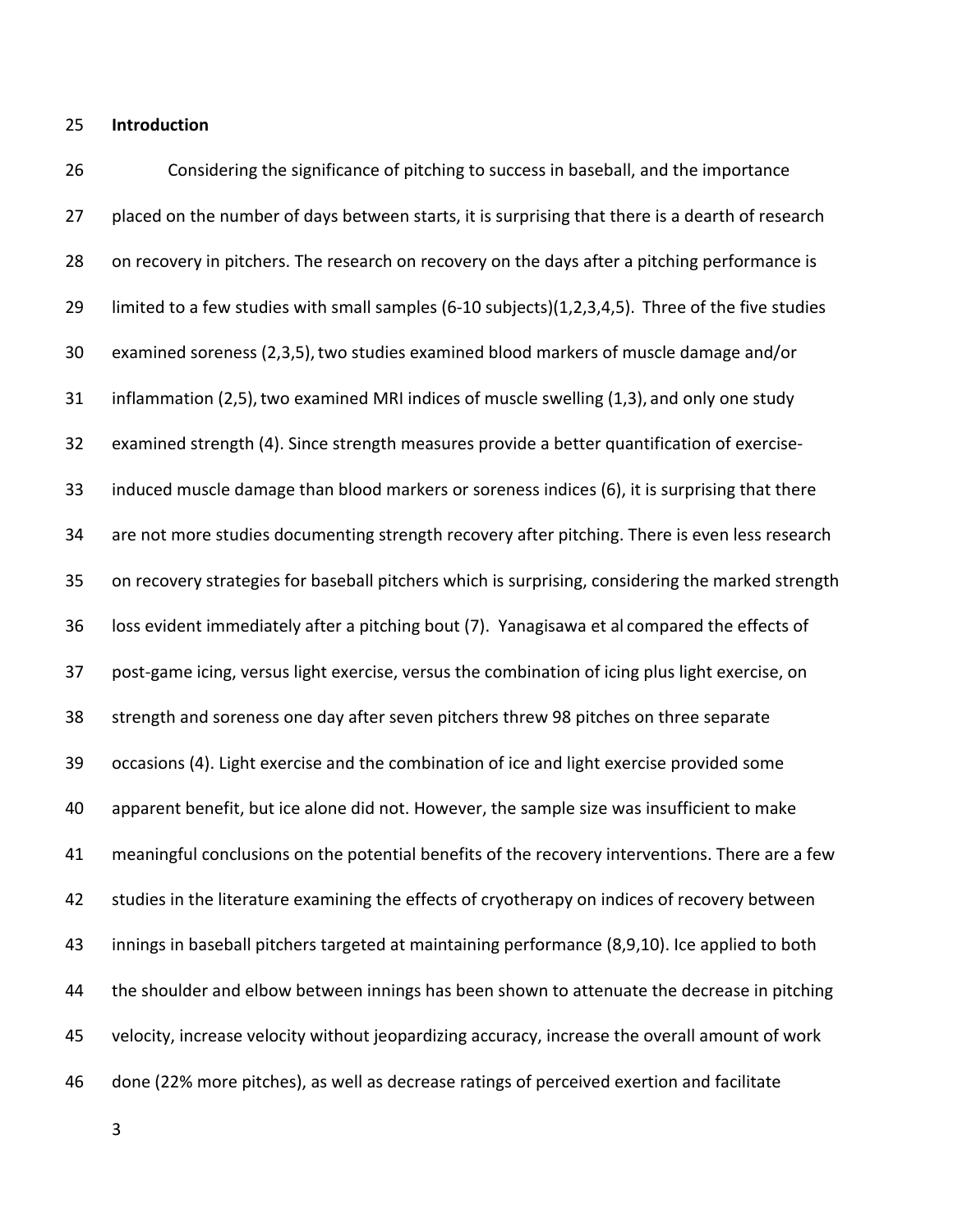## Introduction

Considering the significance of pitching to success in baseball, and the importance placed on the number of days between starts, it is surprising that there is a dearth of research on recovery in pitchers. The research on recovery on the days after a pitching performance is limited to a few studies with small samples (6-10 subjects)(1,2,3,4,5). Three of the five studies examined soreness (2,3,5), two studies examined blood markers of muscle damage and/or inflammation (2,5), two examined MRI indices of muscle swelling (1,3), and only one study examined strength (4). Since strength measures provide a better quantification of exercise-induced muscle damage than blood markers or soreness indices (6), it is surprising that there are not more studies documenting strength recovery after pitching. There is even less research on recovery strategies for baseball pitchers which is surprising, considering the marked strength loss evident immediately after a pitching bout (7). Yanagisawa et al compared the effects of post-game icing, versus light exercise, versus the combination of icing plus light exercise, on strength and soreness one day after seven pitchers threw 98 pitches on three separate occasions (4). Light exercise and the combination of ice and light exercise provided some apparent benefit, but ice alone did not. However, the sample size was insufficient to make meaningful conclusions on the potential benefits of the recovery interventions. There are a few studies in the literature examining the effects of cryotherapy on indices of recovery between innings in baseball pitchers targeted at maintaining performance (8,9,10). Ice applied to both the shoulder and elbow between innings has been shown to attenuate the decrease in pitching velocity, increase velocity without jeopardizing accuracy, increase the overall amount of work done (22% more pitches), as well as decrease ratings of perceived exertion and facilitate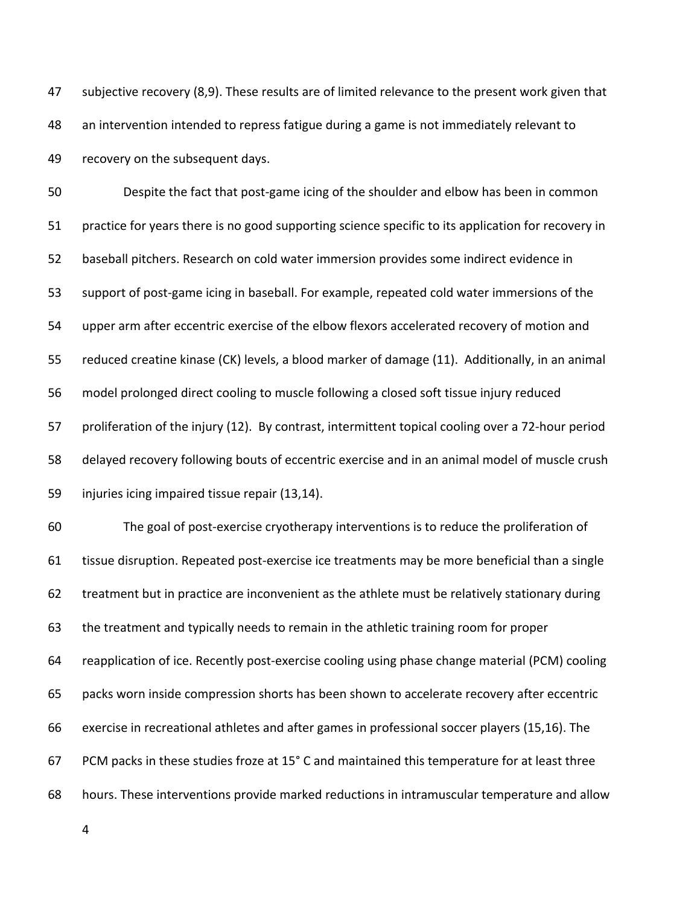subjective recovery (8,9). These results are of limited relevance to the present work given that an intervention intended to repress fatigue during a game is not immediately relevant to recovery on the subsequent days.

Despite the fact that post-game icing of the shoulder and elbow has been in common practice for years there is no good supporting science specific to its application for recovery in baseball pitchers. Research on cold water immersion provides some indirect evidence in support of post-game icing in baseball. For example, repeated cold water immersions of the upper arm after eccentric exercise of the elbow flexors accelerated recovery of motion and reduced creatine kinase (CK) levels, a blood marker of damage (11). Additionally, in an animal model prolonged direct cooling to muscle following a closed soft tissue injury reduced proliferation of the injury (12). By contrast, intermittent topical cooling over a 72-hour period delayed recovery following bouts of eccentric exercise and in an animal model of muscle crush injuries icing impaired tissue repair (13,14).

The goal of post-exercise cryotherapy interventions is to reduce the proliferation of tissue disruption. Repeated post-exercise ice treatments may be more beneficial than a single treatment but in practice are inconvenient as the athlete must be relatively stationary during the treatment and typically needs to remain in the athletic training room for proper reapplication of ice. Recently post-exercise cooling using phase change material (PCM) cooling packs worn inside compression shorts has been shown to accelerate recovery after eccentric exercise in recreational athletes and after games in professional soccer players (15,16). The PCM packs in these studies froze at 15° C and maintained this temperature for at least three hours. These interventions provide marked reductions in intramuscular temperature and allow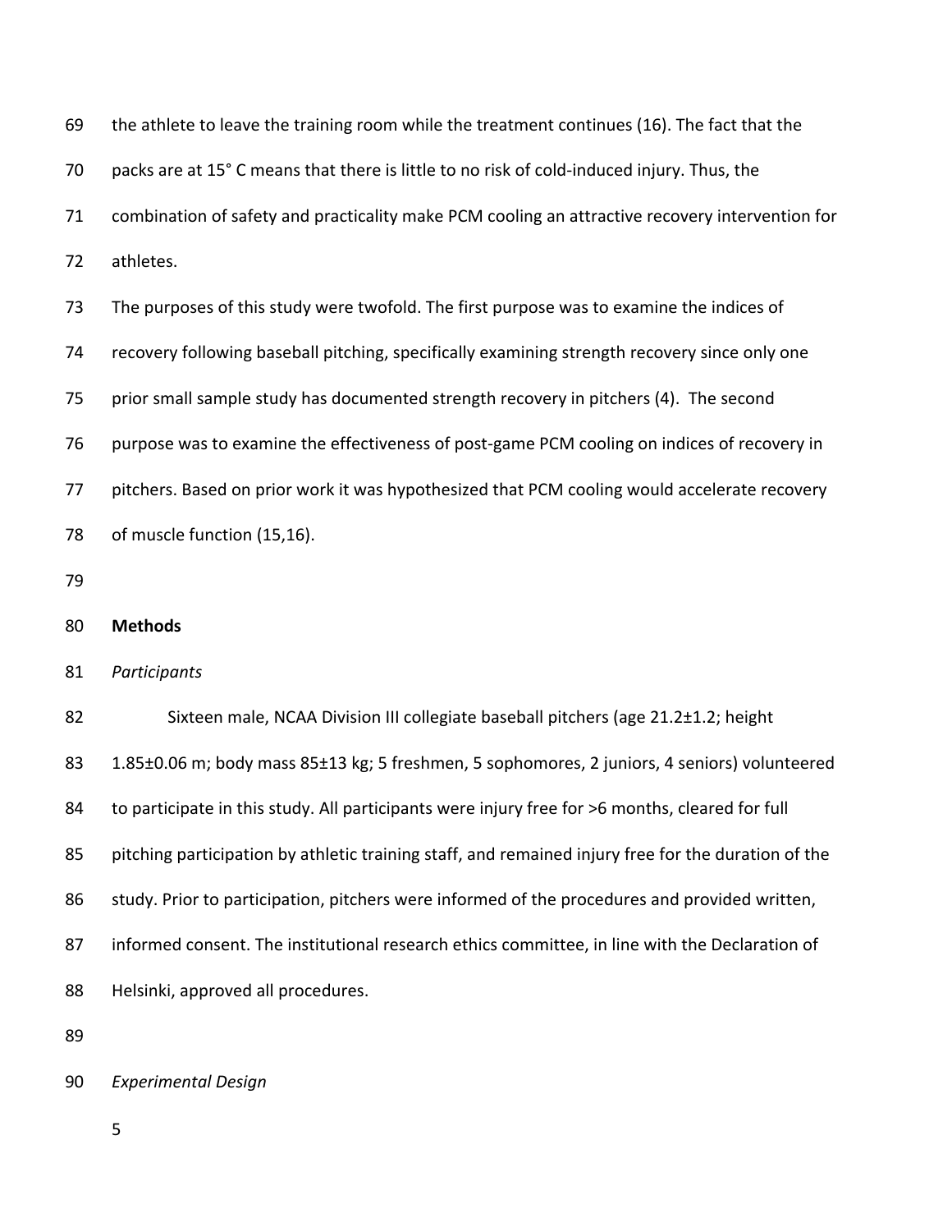the athlete to leave the training room while the treatment continues (16). The fact that the packs are at 15° C means that there is little to no risk of cold-induced injury. Thus, the combination of safety and practicality make PCM cooling an attractive recovery intervention for athletes.

The purposes of this study were twofold. The first purpose was to examine the indices of recovery following baseball pitching, specifically examining strength recovery since only one prior small sample study has documented strength recovery in pitchers (4). The second purpose was to examine the effectiveness of post-game PCM cooling on indices of recovery in pitchers. Based on prior work it was hypothesized that PCM cooling would accelerate recovery of muscle function (15,16).

## Methods

### *Participants*

Sixteen male, NCAA Division III collegiate baseball pitchers (age 21.2±1.2; height 1.85±0.06 m; body mass 85±13 kg; 5 freshmen, 5 sophomores, 2 juniors, 4 seniors) volunteered to participate in this study. All participants were injury free for >6 months, cleared for full pitching participation by athletic training staff, and remained injury free for the duration of the study. Prior to participation, pitchers were informed of the procedures and provided written, informed consent. The institutional research ethics committee, in line with the Declaration of Helsinki, approved all procedures.

### *Experimental Design*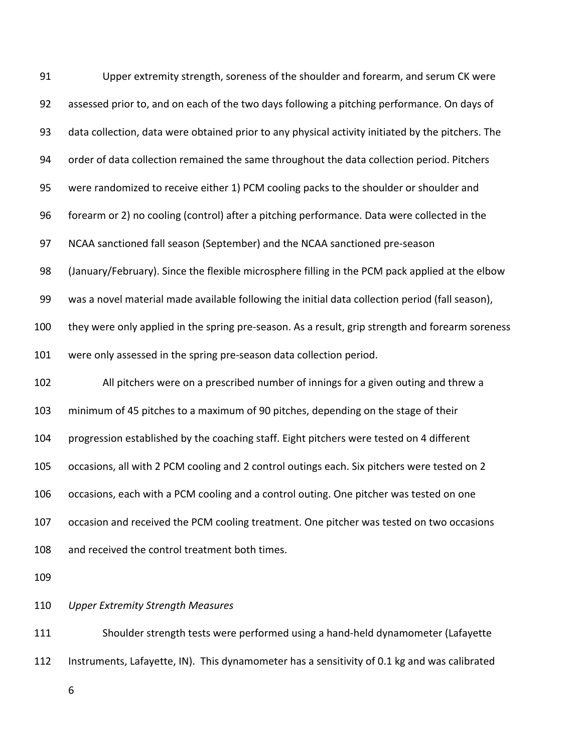Upper extremity strength, soreness of the shoulder and forearm, and serum CK were assessed prior to, and on each of the two days following a pitching performance. On days of data collection, data were obtained prior to any physical activity initiated by the pitchers. The order of data collection remained the same throughout the data collection period. Pitchers were randomized to receive either 1) PCM cooling packs to the shoulder or shoulder and forearm or 2) no cooling (control) after a pitching performance. Data were collected in the NCAA sanctioned fall season (September) and the NCAA sanctioned pre-season (January/February). Since the flexible microsphere filling in the PCM pack applied at the elbow was a novel material made available following the initial data collection period (fall season), they were only applied in the spring pre-season. As a result, grip strength and forearm soreness were only assessed in the spring pre-season data collection period.

All pitchers were on a prescribed number of innings for a given outing and threw a minimum of 45 pitches to a maximum of 90 pitches, depending on the stage of their progression established by the coaching staff. Eight pitchers were tested on 4 different occasions, all with 2 PCM cooling and 2 control outings each. Six pitchers were tested on 2 occasions, each with a PCM cooling and a control outing. One pitcher was tested on one occasion and received the PCM cooling treatment. One pitcher was tested on two occasions and received the control treatment both times.

*Upper Extremity Strength Measures*

Shoulder strength tests were performed using a hand-held dynamometer (Lafayette Instruments, Lafayette, IN). This dynamometer has a sensitivity of 0.1 kg and was calibrated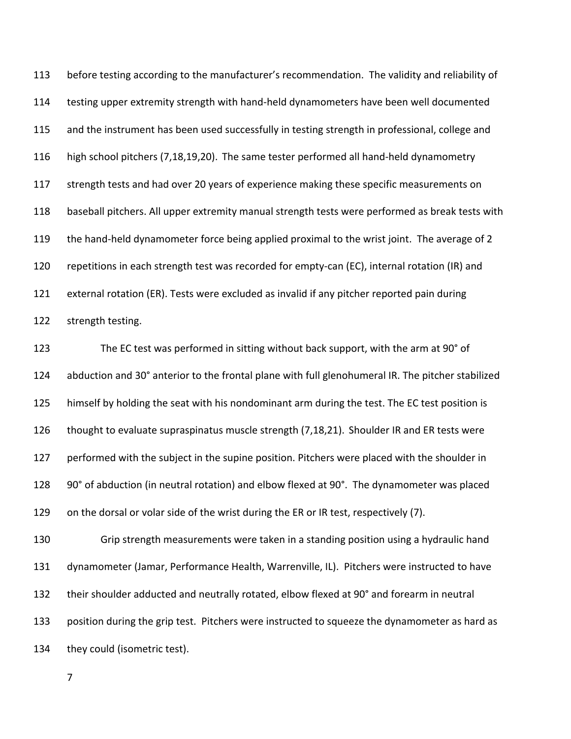before testing according to the manufacturer's recommendation. The validity and reliability of testing upper extremity strength with hand-held dynamometers have been well documented and the instrument has been used successfully in testing strength in professional, college and high school pitchers (7,18,19,20). The same tester performed all hand-held dynamometry strength tests and had over 20 years of experience making these specific measurements on baseball pitchers. All upper extremity manual strength tests were performed as break tests with the hand-held dynamometer force being applied proximal to the wrist joint. The average of 2 repetitions in each strength test was recorded for empty-can (EC), internal rotation (IR) and external rotation (ER). Tests were excluded as invalid if any pitcher reported pain during strength testing.

The EC test was performed in sitting without back support, with the arm at 90° of abduction and 30° anterior to the frontal plane with full glenohumeral IR. The pitcher stabilized himself by holding the seat with his nondominant arm during the test. The EC test position is thought to evaluate supraspinatus muscle strength (7,18,21). Shoulder IR and ER tests were performed with the subject in the supine position. Pitchers were placed with the shoulder in 90° of abduction (in neutral rotation) and elbow flexed at 90°. The dynamometer was placed on the dorsal or volar side of the wrist during the ER or IR test, respectively (7).

Grip strength measurements were taken in a standing position using a hydraulic hand dynamometer (Jamar, Performance Health, Warrenville, IL). Pitchers were instructed to have their shoulder adducted and neutrally rotated, elbow flexed at 90° and forearm in neutral position during the grip test. Pitchers were instructed to squeeze the dynamometer as hard as they could (isometric test).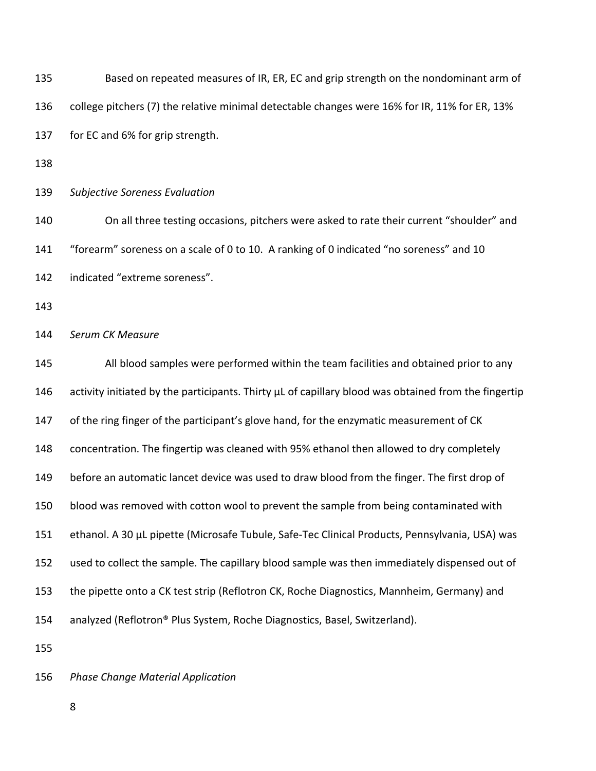Based on repeated measures of IR, ER, EC and grip strength on the nondominant arm of college pitchers (7) the relative minimal detectable changes were 16% for IR, 11% for ER, 13% for EC and 6% for grip strength.

*Subjective Soreness Evaluation*

On all three testing occasions, pitchers were asked to rate their current “shoulder” and “forearm” soreness on a scale of 0 to 10. A ranking of 0 indicated “no soreness” and 10 indicated “extreme soreness”.

*Serum CK Measure*

All blood samples were performed within the team facilities and obtained prior to any activity initiated by the participants. Thirty µL of capillary blood was obtained from the fingertip of the ring finger of the participant’s glove hand, for the enzymatic measurement of CK concentration. The fingertip was cleaned with 95% ethanol then allowed to dry completely before an automatic lancet device was used to draw blood from the finger. The first drop of blood was removed with cotton wool to prevent the sample from being contaminated with ethanol. A 30 µL pipette (Microsafe Tubule, Safe-Tec Clinical Products, Pennsylvania, USA) was used to collect the sample. The capillary blood sample was then immediately dispensed out of the pipette onto a CK test strip (Reflotron CK, Roche Diagnostics, Mannheim, Germany) and analyzed (Reflotron® Plus System, Roche Diagnostics, Basel, Switzerland).

*Phase Change Material Application*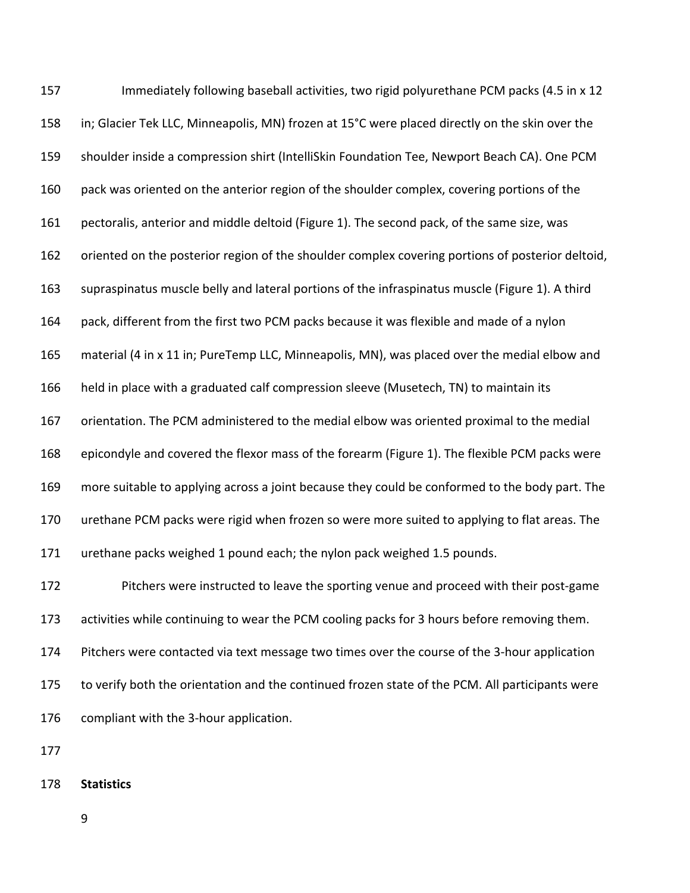Immediately following baseball activities, two rigid polyurethane PCM packs (4.5 in x 12 in; Glacier Tek LLC, Minneapolis, MN) frozen at 15°C were placed directly on the skin over the shoulder inside a compression shirt (IntelliSkin Foundation Tee, Newport Beach CA). One PCM pack was oriented on the anterior region of the shoulder complex, covering portions of the pectoralis, anterior and middle deltoid (Figure 1). The second pack, of the same size, was oriented on the posterior region of the shoulder complex covering portions of posterior deltoid, supraspinatus muscle belly and lateral portions of the infraspinatus muscle (Figure 1). A third pack, different from the first two PCM packs because it was flexible and made of a nylon material (4 in x 11 in; PureTemp LLC, Minneapolis, MN), was placed over the medial elbow and held in place with a graduated calf compression sleeve (Musetech, TN) to maintain its orientation. The PCM administered to the medial elbow was oriented proximal to the medial epicondyle and covered the flexor mass of the forearm (Figure 1). The flexible PCM packs were more suitable to applying across a joint because they could be conformed to the body part. The urethane PCM packs were rigid when frozen so were more suited to applying to flat areas. The urethane packs weighed 1 pound each; the nylon pack weighed 1.5 pounds.

Pitchers were instructed to leave the sporting venue and proceed with their post-game activities while continuing to wear the PCM cooling packs for 3 hours before removing them. Pitchers were contacted via text message two times over the course of the 3-hour application to verify both the orientation and the continued frozen state of the PCM. All participants were compliant with the 3-hour application.

**Statistics**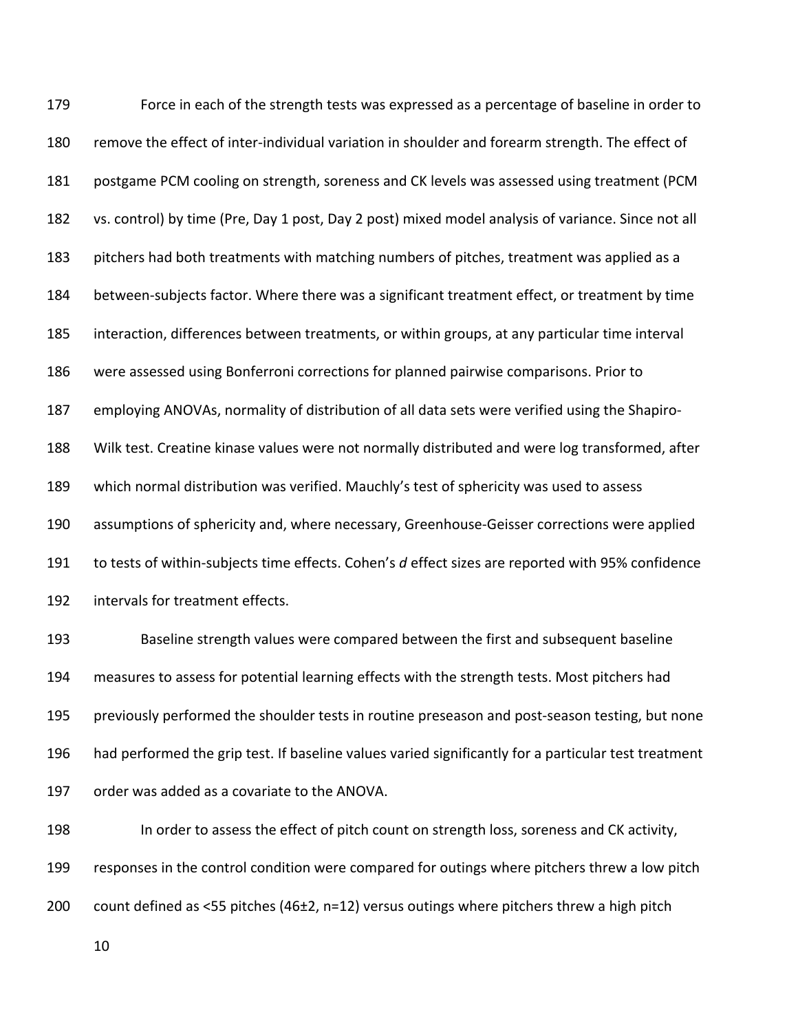Force in each of the strength tests was expressed as a percentage of baseline in order to remove the effect of inter-individual variation in shoulder and forearm strength. The effect of postgame PCM cooling on strength, soreness and CK levels was assessed using treatment (PCM vs. control) by time (Pre, Day 1 post, Day 2 post) mixed model analysis of variance. Since not all pitchers had both treatments with matching numbers of pitches, treatment was applied as a between-subjects factor. Where there was a significant treatment effect, or treatment by time interaction, differences between treatments, or within groups, at any particular time interval were assessed using Bonferroni corrections for planned pairwise comparisons. Prior to employing ANOVAs, normality of distribution of all data sets were verified using the Shapiro-Wilk test. Creatine kinase values were not normally distributed and were log transformed, after which normal distribution was verified. Mauchly's test of sphericity was used to assess assumptions of sphericity and, where necessary, Greenhouse-Geisser corrections were applied to tests of within-subjects time effects. Cohen's *d* effect sizes are reported with 95% confidence intervals for treatment effects.

Baseline strength values were compared between the first and subsequent baseline measures to assess for potential learning effects with the strength tests. Most pitchers had previously performed the shoulder tests in routine preseason and post-season testing, but none had performed the grip test. If baseline values varied significantly for a particular test treatment order was added as a covariate to the ANOVA.

In order to assess the effect of pitch count on strength loss, soreness and CK activity, responses in the control condition were compared for outings where pitchers threw a low pitch count defined as <55 pitches (46±2, n=12) versus outings where pitchers threw a high pitch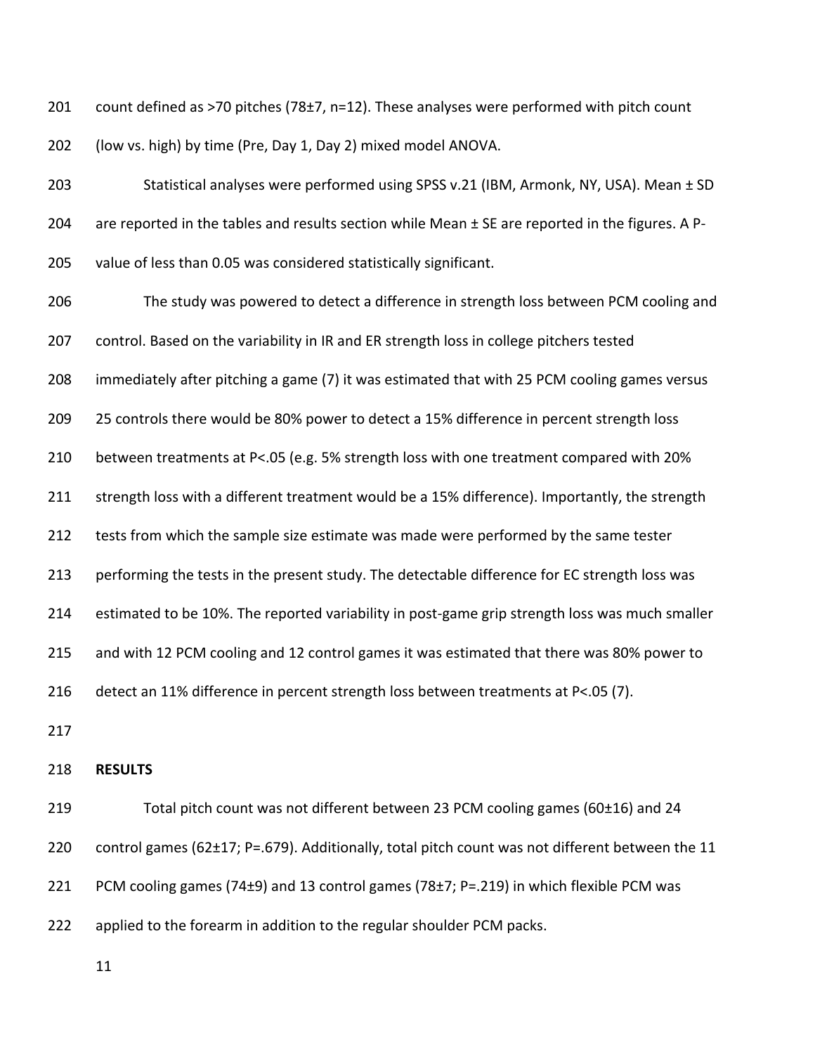count defined as >70 pitches (78±7, n=12). These analyses were performed with pitch count (low vs. high) by time (Pre, Day 1, Day 2) mixed model ANOVA.

Statistical analyses were performed using SPSS v.21 (IBM, Armonk, NY, USA). Mean ± SD are reported in the tables and results section while Mean ± SE are reported in the figures. A P-value of less than 0.05 was considered statistically significant.

The study was powered to detect a difference in strength loss between PCM cooling and control. Based on the variability in IR and ER strength loss in college pitchers tested immediately after pitching a game (7) it was estimated that with 25 PCM cooling games versus 25 controls there would be 80% power to detect a 15% difference in percent strength loss between treatments at P<.05 (e.g. 5% strength loss with one treatment compared with 20% strength loss with a different treatment would be a 15% difference). Importantly, the strength tests from which the sample size estimate was made were performed by the same tester performing the tests in the present study. The detectable difference for EC strength loss was estimated to be 10%. The reported variability in post-game grip strength loss was much smaller and with 12 PCM cooling and 12 control games it was estimated that there was 80% power to detect an 11% difference in percent strength loss between treatments at P<.05 (7).

## RESULTS

Total pitch count was not different between 23 PCM cooling games (60±16) and 24 control games (62±17; P=.679). Additionally, total pitch count was not different between the 11 PCM cooling games (74±9) and 13 control games (78±7; P=.219) in which flexible PCM was applied to the forearm in addition to the regular shoulder PCM packs.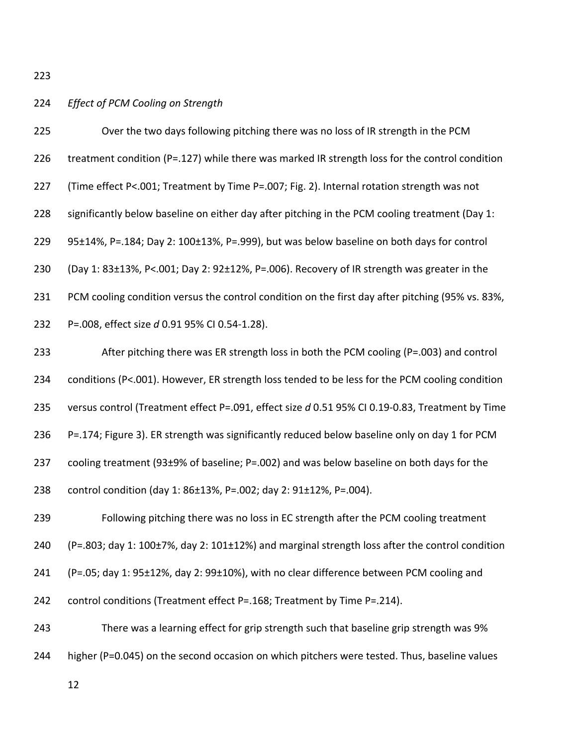*Effect of PCM Cooling on Strength*

Over the two days following pitching there was no loss of IR strength in the PCM treatment condition (P=.127) while there was marked IR strength loss for the control condition (Time effect P<.001; Treatment by Time P=.007; Fig. 2). Internal rotation strength was not significantly below baseline on either day after pitching in the PCM cooling treatment (Day 1: 95±14%, P=.184; Day 2: 100±13%, P=.999), but was below baseline on both days for control (Day 1: 83±13%, P<.001; Day 2: 92±12%, P=.006). Recovery of IR strength was greater in the PCM cooling condition versus the control condition on the first day after pitching (95% vs. 83%, P=.008, effect size *d* 0.91 95% CI 0.54-1.28).

After pitching there was ER strength loss in both the PCM cooling (P=.003) and control conditions (P<.001). However, ER strength loss tended to be less for the PCM cooling condition versus control (Treatment effect P=.091, effect size *d* 0.51 95% CI 0.19-0.83, Treatment by Time P=.174; Figure 3). ER strength was significantly reduced below baseline only on day 1 for PCM cooling treatment (93±9% of baseline; P=.002) and was below baseline on both days for the control condition (day 1: 86±13%, P=.002; day 2: 91±12%, P=.004).

Following pitching there was no loss in EC strength after the PCM cooling treatment (P=.803; day 1: 100±7%, day 2: 101±12%) and marginal strength loss after the control condition (P=.05; day 1: 95±12%, day 2: 99±10%), with no clear difference between PCM cooling and control conditions (Treatment effect P=.168; Treatment by Time P=.214).

There was a learning effect for grip strength such that baseline grip strength was 9% higher (P=0.045) on the second occasion on which pitchers were tested. Thus, baseline values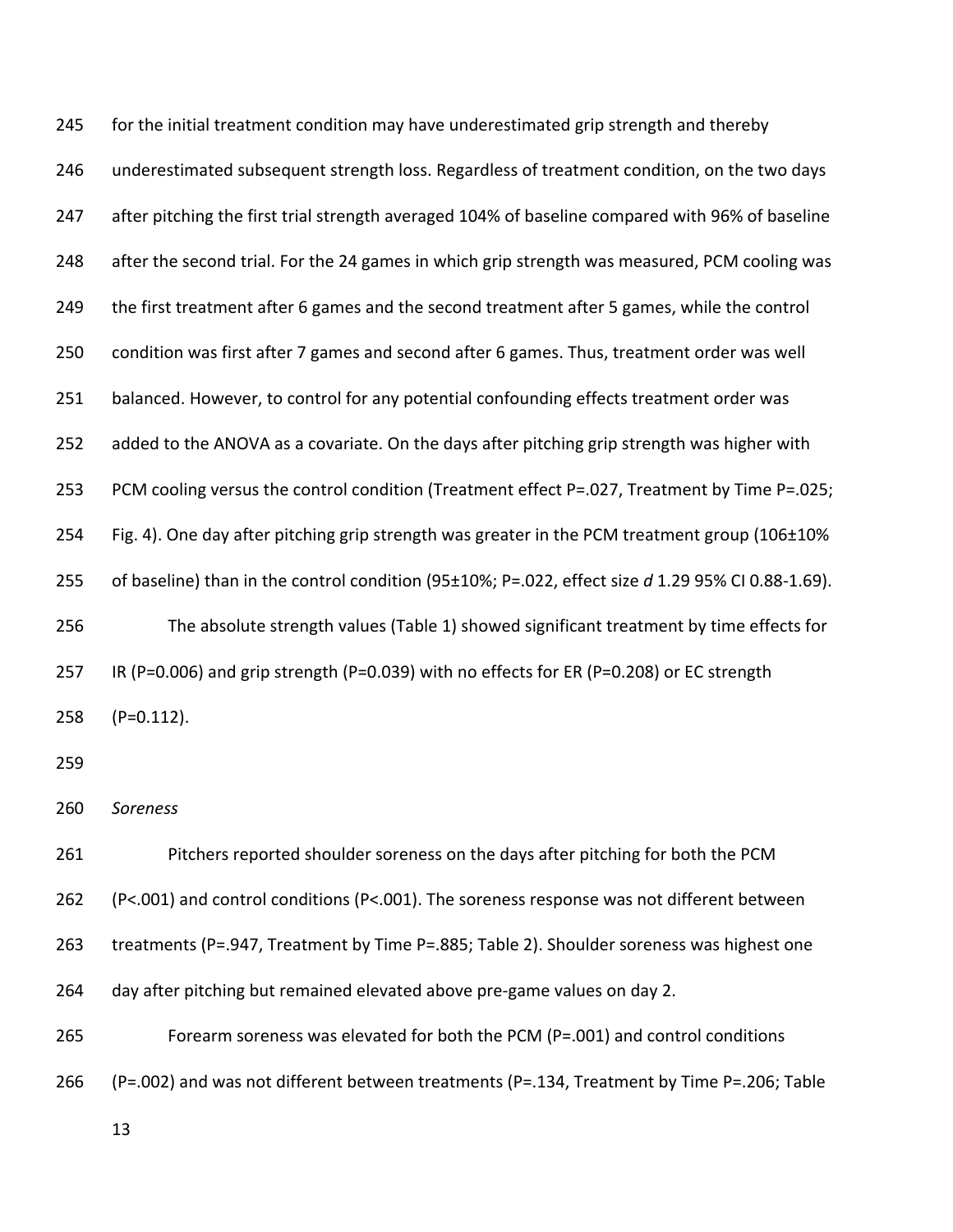for the initial treatment condition may have underestimated grip strength and thereby underestimated subsequent strength loss. Regardless of treatment condition, on the two days after pitching the first trial strength averaged 104% of baseline compared with 96% of baseline after the second trial. For the 24 games in which grip strength was measured, PCM cooling was the first treatment after 6 games and the second treatment after 5 games, while the control condition was first after 7 games and second after 6 games. Thus, treatment order was well balanced. However, to control for any potential confounding effects treatment order was added to the ANOVA as a covariate. On the days after pitching grip strength was higher with PCM cooling versus the control condition (Treatment effect P=.027, Treatment by Time P=.025; Fig. 4). One day after pitching grip strength was greater in the PCM treatment group (106±10% of baseline) than in the control condition (95±10%; P=.022, effect size *d* 1.29 95% CI 0.88-1.69).

The absolute strength values (Table 1) showed significant treatment by time effects for IR (P=0.006) and grip strength (P=0.039) with no effects for ER (P=0.208) or EC strength (P=0.112).

*Soreness*

Pitchers reported shoulder soreness on the days after pitching for both the PCM (P<.001) and control conditions (P<.001). The soreness response was not different between treatments (P=.947, Treatment by Time P=.885; Table 2). Shoulder soreness was highest one day after pitching but remained elevated above pre-game values on day 2.

Forearm soreness was elevated for both the PCM (P=.001) and control conditions (P=.002) and was not different between treatments (P=.134, Treatment by Time P=.206; Table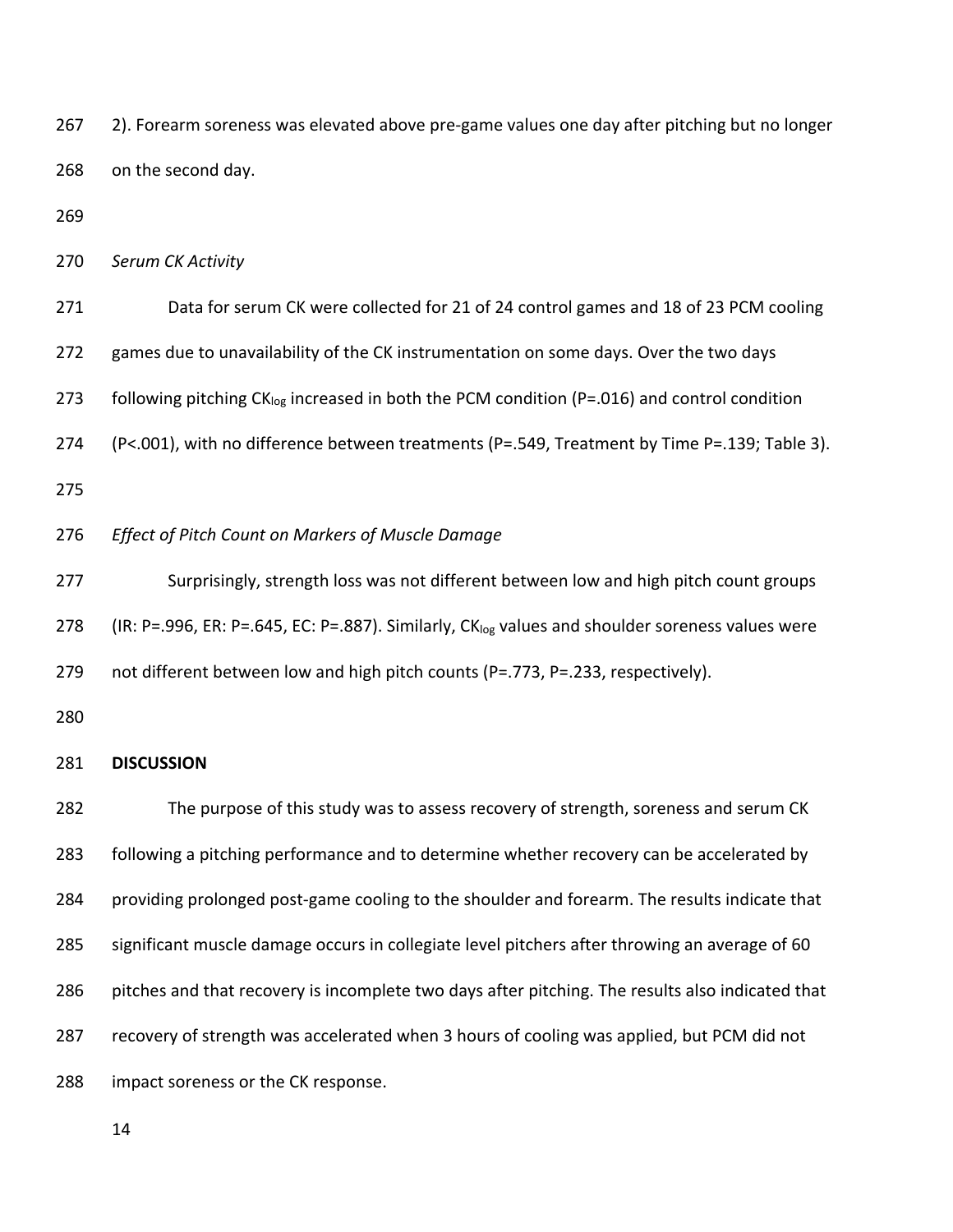2). Forearm soreness was elevated above pre-game values one day after pitching but no longer on the second day.

*Serum CK Activity*

Data for serum CK were collected for 21 of 24 control games and 18 of 23 PCM cooling games due to unavailability of the CK instrumentation on some days. Over the two days following pitching $CK_{log}$ increased in both the PCM condition (P=.016) and control condition (P<.001), with no difference between treatments (P=.549, Treatment by Time P=.139; Table 3).

*Effect of Pitch Count on Markers of Muscle Damage*

Surprisingly, strength loss was not different between low and high pitch count groups (IR: P=.996, ER: P=.645, EC: P=.887). Similarly, $CK_{log}$ values and shoulder soreness values were not different between low and high pitch counts (P=.773, P=.233, respectively).

**DISCUSSION**

The purpose of this study was to assess recovery of strength, soreness and serum CK following a pitching performance and to determine whether recovery can be accelerated by providing prolonged post-game cooling to the shoulder and forearm. The results indicate that significant muscle damage occurs in collegiate level pitchers after throwing an average of 60 pitches and that recovery is incomplete two days after pitching. The results also indicated that recovery of strength was accelerated when 3 hours of cooling was applied, but PCM did not impact soreness or the CK response.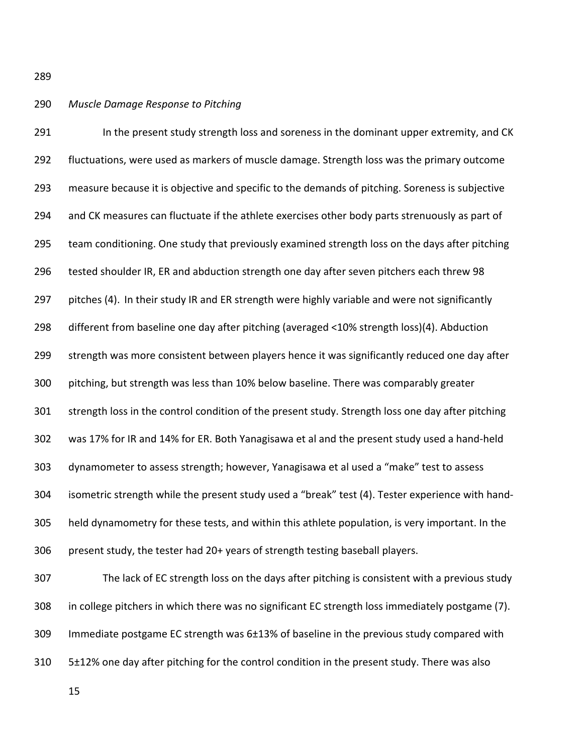*Muscle Damage Response to Pitching*

In the present study strength loss and soreness in the dominant upper extremity, and CK fluctuations, were used as markers of muscle damage. Strength loss was the primary outcome measure because it is objective and specific to the demands of pitching. Soreness is subjective and CK measures can fluctuate if the athlete exercises other body parts strenuously as part of team conditioning. One study that previously examined strength loss on the days after pitching tested shoulder IR, ER and abduction strength one day after seven pitchers each threw 98 pitches (4). In their study IR and ER strength were highly variable and were not significantly different from baseline one day after pitching (averaged <10% strength loss)(4). Abduction strength was more consistent between players hence it was significantly reduced one day after pitching, but strength was less than 10% below baseline. There was comparably greater strength loss in the control condition of the present study. Strength loss one day after pitching was 17% for IR and 14% for ER. Both Yanagisawa et al and the present study used a hand-held dynamometer to assess strength; however, Yanagisawa et al used a "make" test to assess isometric strength while the present study used a "break" test (4). Tester experience with hand-held dynamometry for these tests, and within this athlete population, is very important. In the present study, the tester had 20+ years of strength testing baseball players.

The lack of EC strength loss on the days after pitching is consistent with a previous study in college pitchers in which there was no significant EC strength loss immediately postgame (7). Immediate postgame EC strength was 6±13% of baseline in the previous study compared with 5±12% one day after pitching for the control condition in the present study. There was also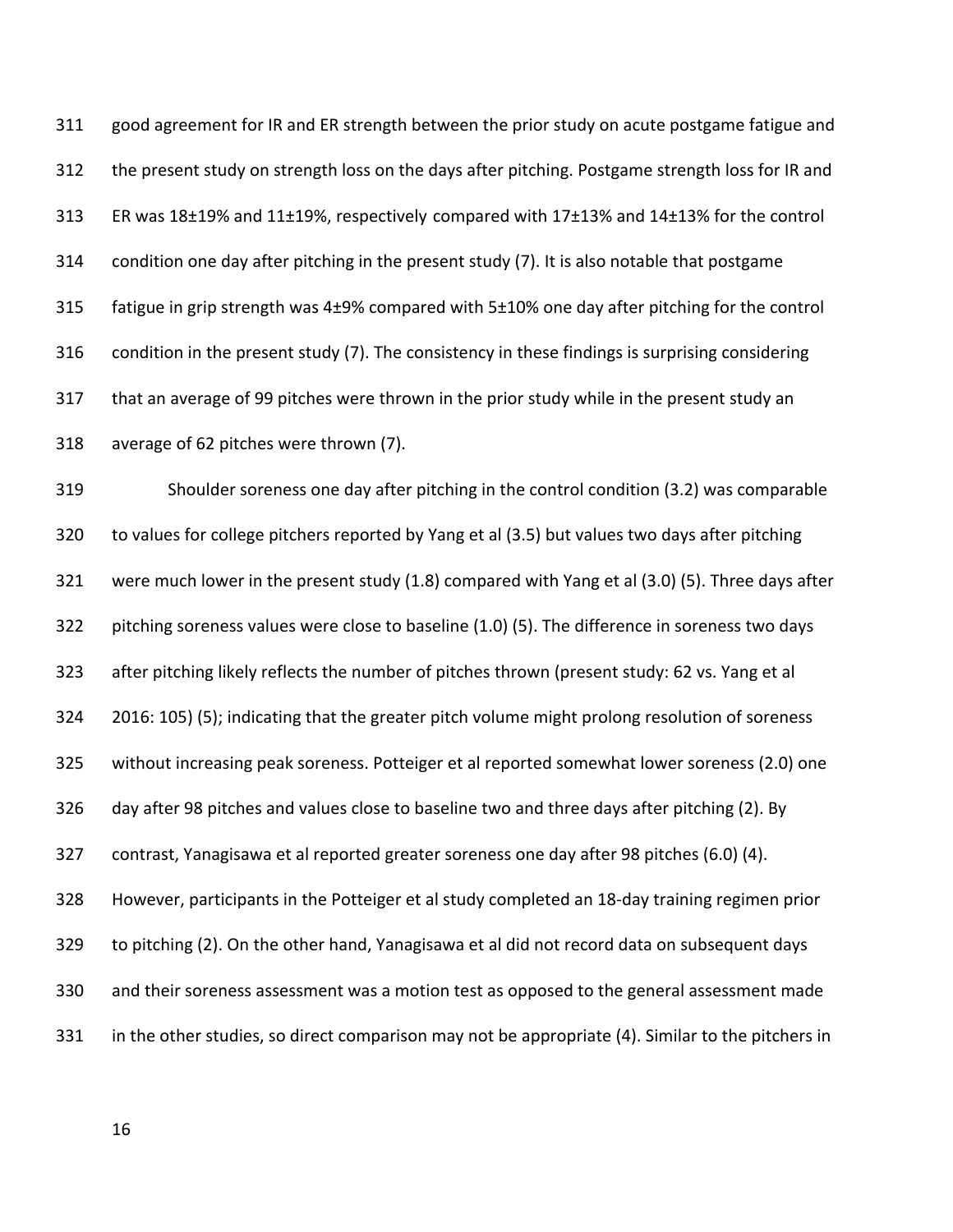good agreement for IR and ER strength between the prior study on acute postgame fatigue and the present study on strength loss on the days after pitching. Postgame strength loss for IR and ER was 18±19% and 11±19%, respectively compared with 17±13% and 14±13% for the control condition one day after pitching in the present study (7). It is also notable that postgame fatigue in grip strength was 4±9% compared with 5±10% one day after pitching for the control condition in the present study (7). The consistency in these findings is surprising considering that an average of 99 pitches were thrown in the prior study while in the present study an average of 62 pitches were thrown (7).

Shoulder soreness one day after pitching in the control condition (3.2) was comparable to values for college pitchers reported by Yang et al (3.5) but values two days after pitching were much lower in the present study (1.8) compared with Yang et al (3.0) (5). Three days after pitching soreness values were close to baseline (1.0) (5). The difference in soreness two days after pitching likely reflects the number of pitches thrown (present study: 62 vs. Yang et al 2016: 105) (5); indicating that the greater pitch volume might prolong resolution of soreness without increasing peak soreness. Potteiger et al reported somewhat lower soreness (2.0) one day after 98 pitches and values close to baseline two and three days after pitching (2). By contrast, Yanagisawa et al reported greater soreness one day after 98 pitches (6.0) (4). However, participants in the Potteiger et al study completed an 18-day training regimen prior to pitching (2). On the other hand, Yanagisawa et al did not record data on subsequent days and their soreness assessment was a motion test as opposed to the general assessment made in the other studies, so direct comparison may not be appropriate (4). Similar to the pitchers in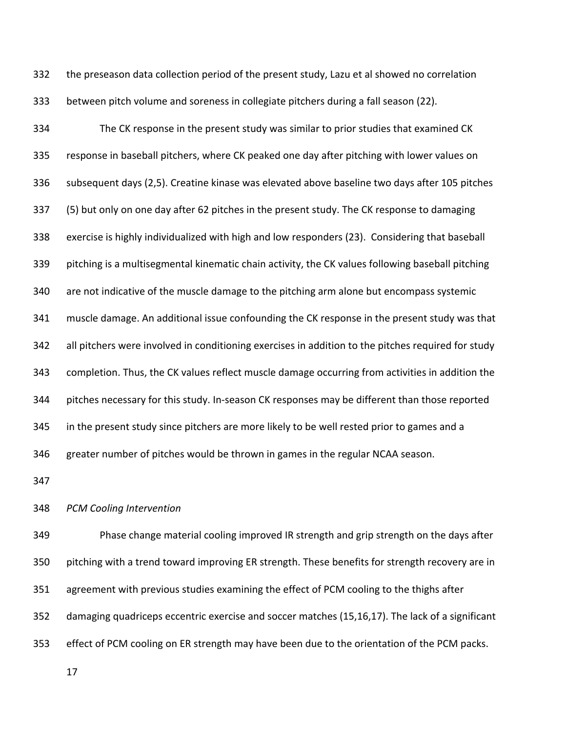the preseason data collection period of the present study, Lazu et al showed no correlation between pitch volume and soreness in collegiate pitchers during a fall season (22).

The CK response in the present study was similar to prior studies that examined CK response in baseball pitchers, where CK peaked one day after pitching with lower values on subsequent days (2,5). Creatine kinase was elevated above baseline two days after 105 pitches (5) but only on one day after 62 pitches in the present study. The CK response to damaging exercise is highly individualized with high and low responders (23). Considering that baseball pitching is a multisegmental kinematic chain activity, the CK values following baseball pitching are not indicative of the muscle damage to the pitching arm alone but encompass systemic muscle damage. An additional issue confounding the CK response in the present study was that all pitchers were involved in conditioning exercises in addition to the pitches required for study completion. Thus, the CK values reflect muscle damage occurring from activities in addition the pitches necessary for this study. In-season CK responses may be different than those reported in the present study since pitchers are more likely to be well rested prior to games and a greater number of pitches would be thrown in games in the regular NCAA season.

*PCM Cooling Intervention*

Phase change material cooling improved IR strength and grip strength on the days after pitching with a trend toward improving ER strength. These benefits for strength recovery are in agreement with previous studies examining the effect of PCM cooling to the thighs after damaging quadriceps eccentric exercise and soccer matches (15,16,17). The lack of a significant effect of PCM cooling on ER strength may have been due to the orientation of the PCM packs.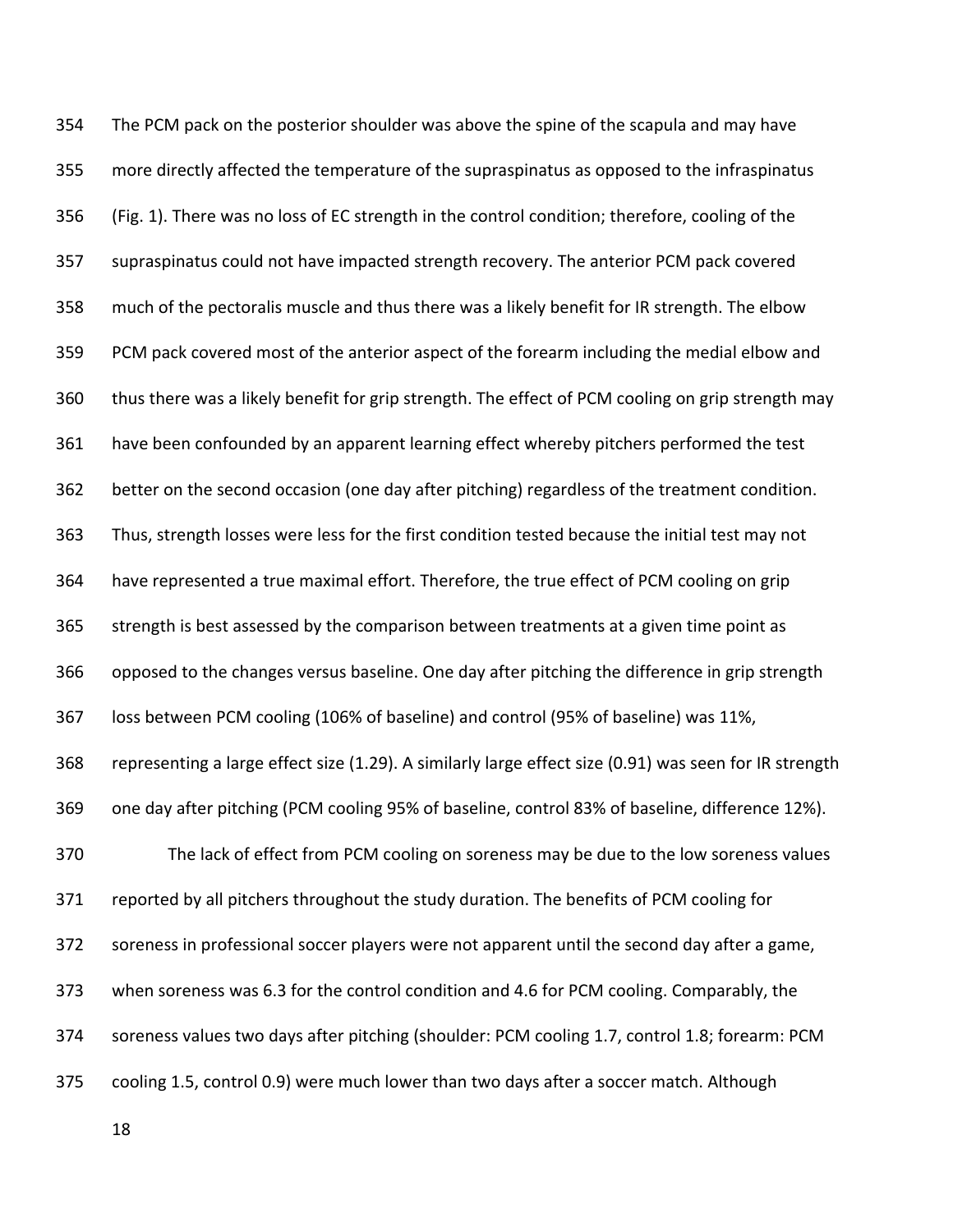The PCM pack on the posterior shoulder was above the spine of the scapula and may have more directly affected the temperature of the supraspinatus as opposed to the infraspinatus (Fig. 1). There was no loss of EC strength in the control condition; therefore, cooling of the supraspinatus could not have impacted strength recovery. The anterior PCM pack covered much of the pectoralis muscle and thus there was a likely benefit for IR strength. The elbow PCM pack covered most of the anterior aspect of the forearm including the medial elbow and thus there was a likely benefit for grip strength. The effect of PCM cooling on grip strength may have been confounded by an apparent learning effect whereby pitchers performed the test better on the second occasion (one day after pitching) regardless of the treatment condition. Thus, strength losses were less for the first condition tested because the initial test may not have represented a true maximal effort. Therefore, the true effect of PCM cooling on grip strength is best assessed by the comparison between treatments at a given time point as opposed to the changes versus baseline. One day after pitching the difference in grip strength loss between PCM cooling (106% of baseline) and control (95% of baseline) was 11%, representing a large effect size (1.29). A similarly large effect size (0.91) was seen for IR strength one day after pitching (PCM cooling 95% of baseline, control 83% of baseline, difference 12%).

The lack of effect from PCM cooling on soreness may be due to the low soreness values reported by all pitchers throughout the study duration. The benefits of PCM cooling for soreness in professional soccer players were not apparent until the second day after a game, when soreness was 6.3 for the control condition and 4.6 for PCM cooling. Comparably, the soreness values two days after pitching (shoulder: PCM cooling 1.7, control 1.8; forearm: PCM cooling 1.5, control 0.9) were much lower than two days after a soccer match. Although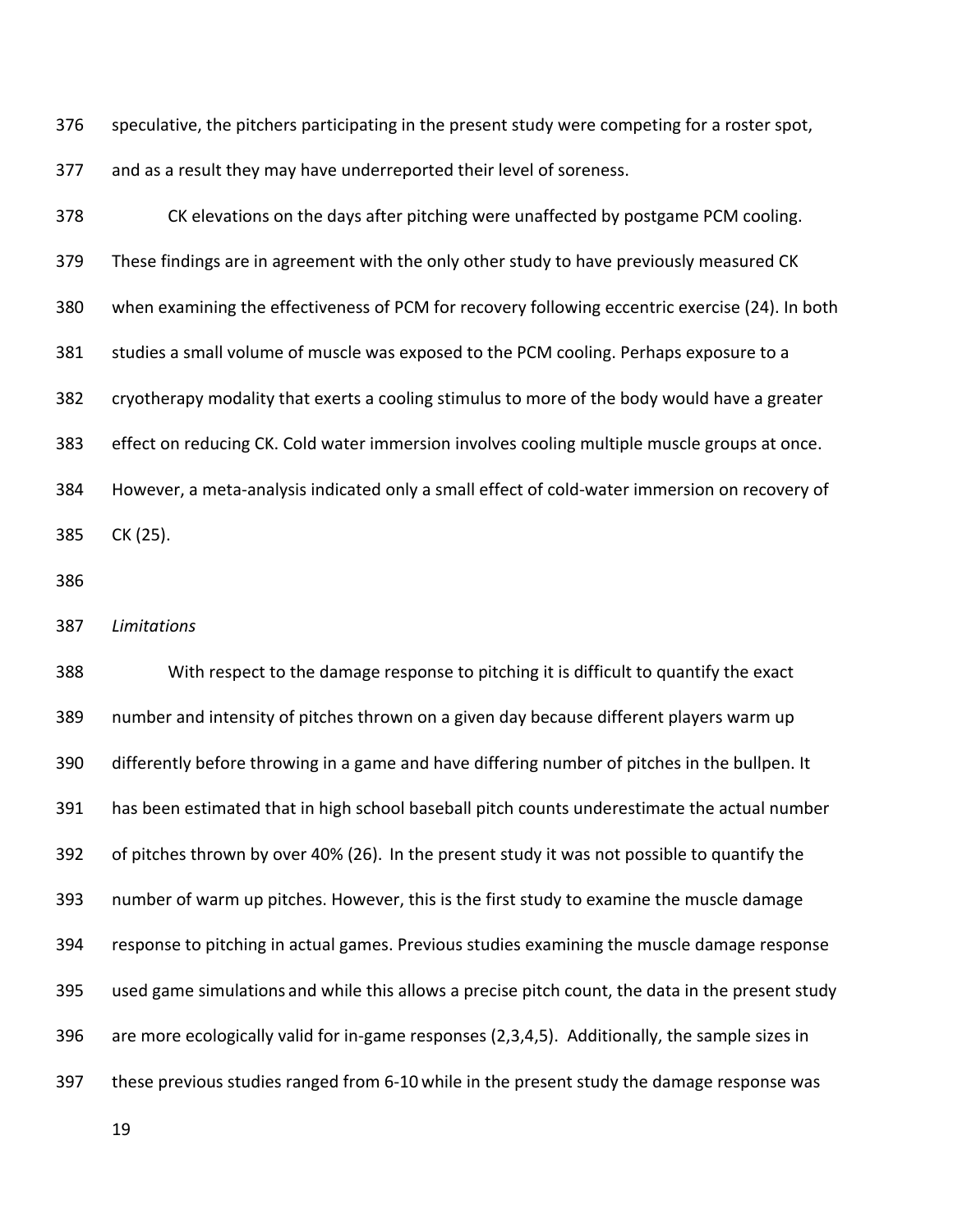speculative, the pitchers participating in the present study were competing for a roster spot, and as a result they may have underreported their level of soreness.

CK elevations on the days after pitching were unaffected by postgame PCM cooling. These findings are in agreement with the only other study to have previously measured CK when examining the effectiveness of PCM for recovery following eccentric exercise (24). In both studies a small volume of muscle was exposed to the PCM cooling. Perhaps exposure to a cryotherapy modality that exerts a cooling stimulus to more of the body would have a greater effect on reducing CK. Cold water immersion involves cooling multiple muscle groups at once. However, a meta-analysis indicated only a small effect of cold-water immersion on recovery of CK (25).

*Limitations*

With respect to the damage response to pitching it is difficult to quantify the exact number and intensity of pitches thrown on a given day because different players warm up differently before throwing in a game and have differing number of pitches in the bullpen. It has been estimated that in high school baseball pitch counts underestimate the actual number of pitches thrown by over 40% (26). In the present study it was not possible to quantify the number of warm up pitches. However, this is the first study to examine the muscle damage response to pitching in actual games. Previous studies examining the muscle damage response used game simulations and while this allows a precise pitch count, the data in the present study are more ecologically valid for in-game responses (2,3,4,5). Additionally, the sample sizes in these previous studies ranged from 6-10 while in the present study the damage response was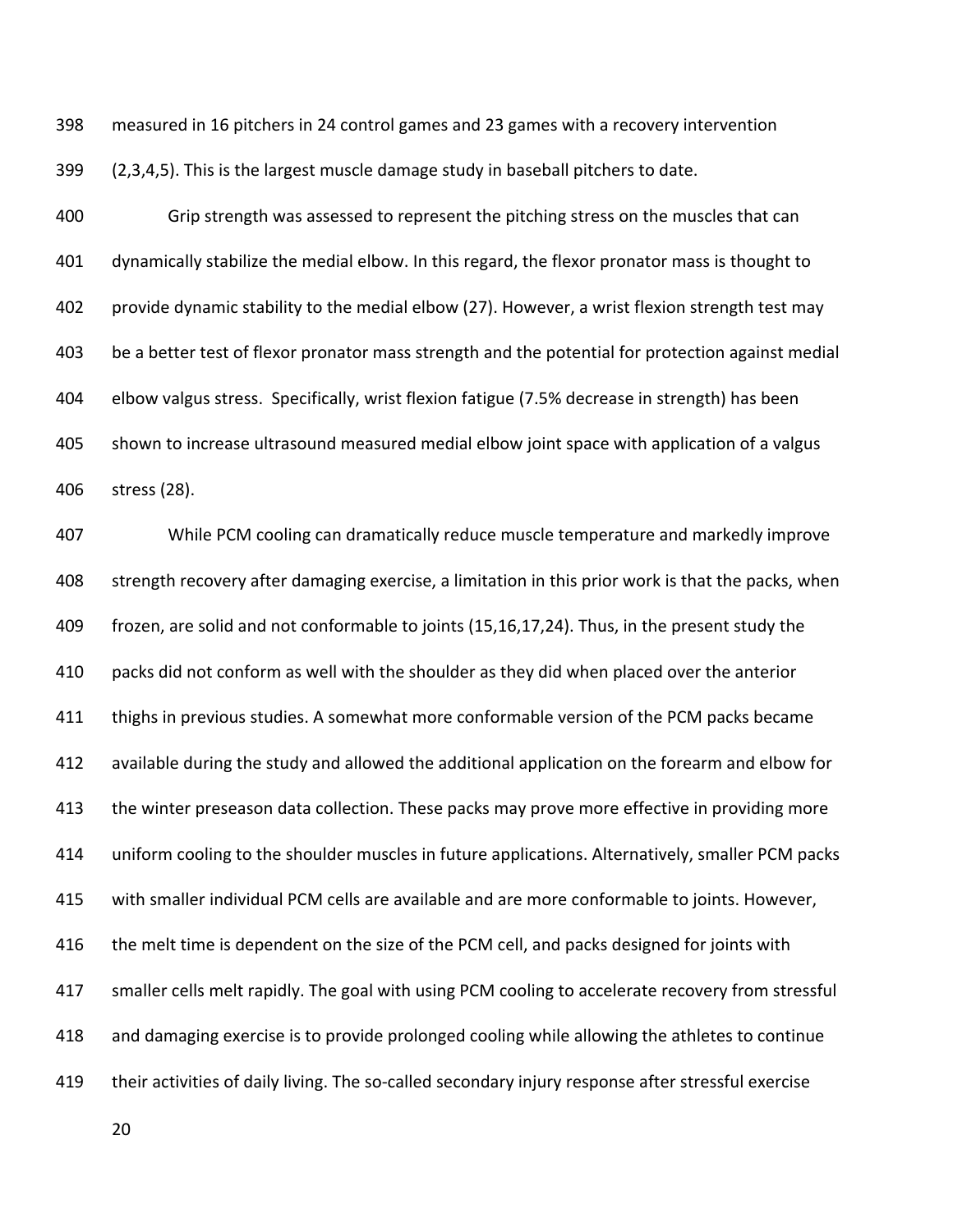measured in 16 pitchers in 24 control games and 23 games with a recovery intervention (2,3,4,5). This is the largest muscle damage study in baseball pitchers to date.

Grip strength was assessed to represent the pitching stress on the muscles that can dynamically stabilize the medial elbow. In this regard, the flexor pronator mass is thought to provide dynamic stability to the medial elbow (27). However, a wrist flexion strength test may be a better test of flexor pronator mass strength and the potential for protection against medial elbow valgus stress. Specifically, wrist flexion fatigue (7.5% decrease in strength) has been shown to increase ultrasound measured medial elbow joint space with application of a valgus stress (28).

While PCM cooling can dramatically reduce muscle temperature and markedly improve strength recovery after damaging exercise, a limitation in this prior work is that the packs, when frozen, are solid and not conformable to joints (15,16,17,24). Thus, in the present study the packs did not conform as well with the shoulder as they did when placed over the anterior thighs in previous studies. A somewhat more conformable version of the PCM packs became available during the study and allowed the additional application on the forearm and elbow for the winter preseason data collection. These packs may prove more effective in providing more uniform cooling to the shoulder muscles in future applications. Alternatively, smaller PCM packs with smaller individual PCM cells are available and are more conformable to joints. However, the melt time is dependent on the size of the PCM cell, and packs designed for joints with smaller cells melt rapidly. The goal with using PCM cooling to accelerate recovery from stressful and damaging exercise is to provide prolonged cooling while allowing the athletes to continue their activities of daily living. The so-called secondary injury response after stressful exercise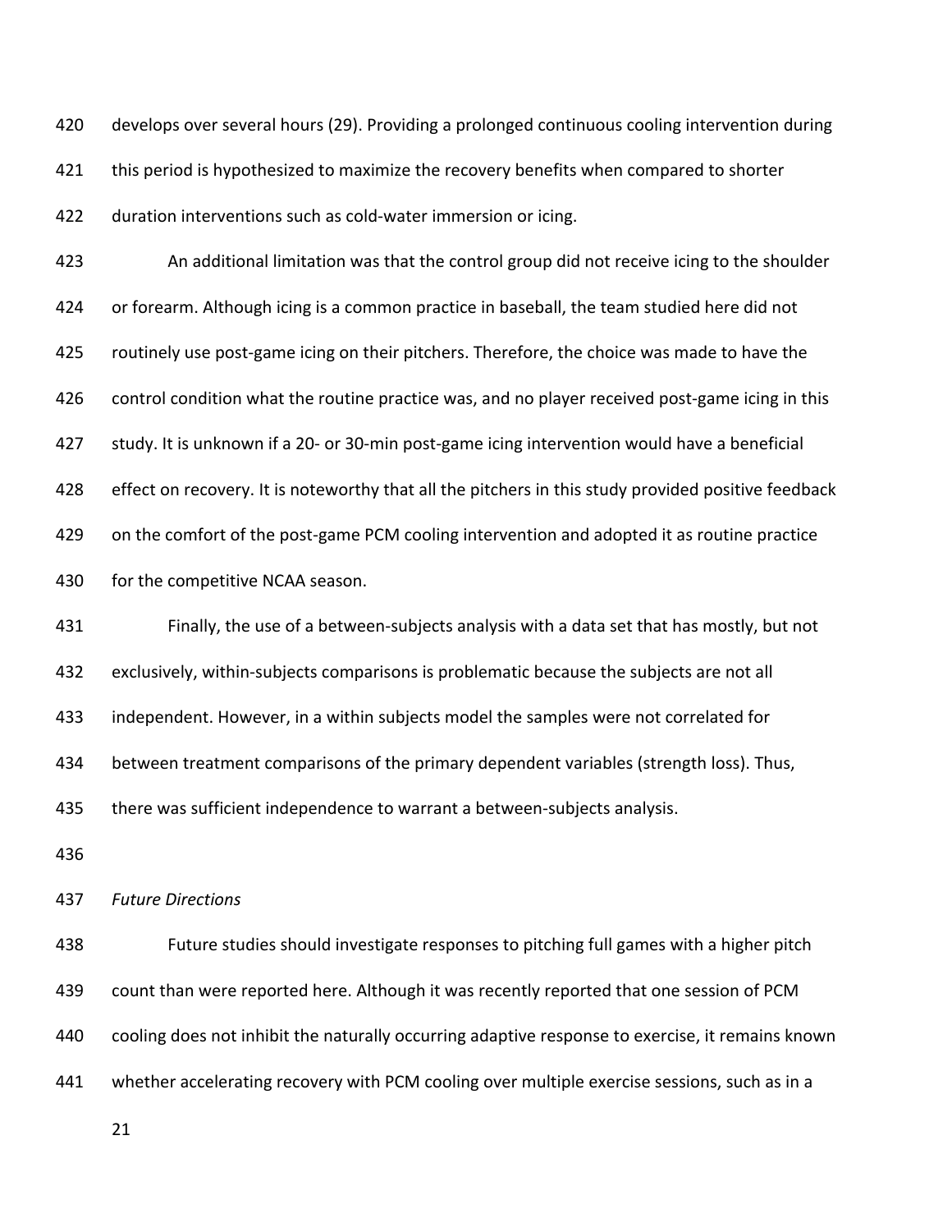develops over several hours (29). Providing a prolonged continuous cooling intervention during this period is hypothesized to maximize the recovery benefits when compared to shorter duration interventions such as cold-water immersion or icing.

An additional limitation was that the control group did not receive icing to the shoulder or forearm. Although icing is a common practice in baseball, the team studied here did not routinely use post-game icing on their pitchers. Therefore, the choice was made to have the control condition what the routine practice was, and no player received post-game icing in this study. It is unknown if a 20- or 30-min post-game icing intervention would have a beneficial effect on recovery. It is noteworthy that all the pitchers in this study provided positive feedback on the comfort of the post-game PCM cooling intervention and adopted it as routine practice for the competitive NCAA season.

Finally, the use of a between-subjects analysis with a data set that has mostly, but not exclusively, within-subjects comparisons is problematic because the subjects are not all independent. However, in a within subjects model the samples were not correlated for between treatment comparisons of the primary dependent variables (strength loss). Thus, there was sufficient independence to warrant a between-subjects analysis.

*Future Directions*

Future studies should investigate responses to pitching full games with a higher pitch count than were reported here. Although it was recently reported that one session of PCM cooling does not inhibit the naturally occurring adaptive response to exercise, it remains known whether accelerating recovery with PCM cooling over multiple exercise sessions, such as in a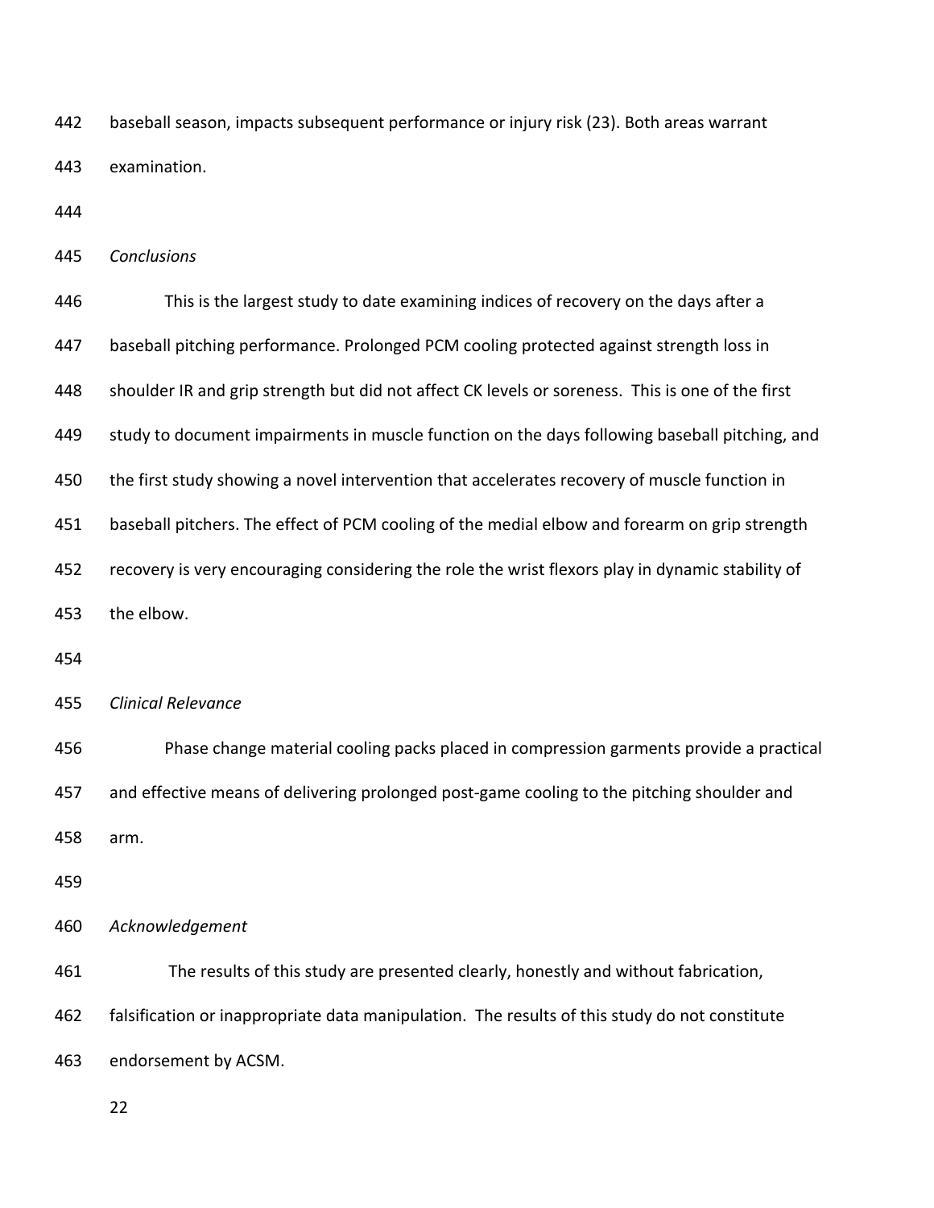baseball season, impacts subsequent performance or injury risk (23). Both areas warrant examination.

### *Conclusions*

This is the largest study to date examining indices of recovery on the days after a baseball pitching performance. Prolonged PCM cooling protected against strength loss in shoulder IR and grip strength but did not affect CK levels or soreness. This is one of the first study to document impairments in muscle function on the days following baseball pitching, and the first study showing a novel intervention that accelerates recovery of muscle function in baseball pitchers. The effect of PCM cooling of the medial elbow and forearm on grip strength recovery is very encouraging considering the role the wrist flexors play in dynamic stability of the elbow.

### *Clinical Relevance*

Phase change material cooling packs placed in compression garments provide a practical and effective means of delivering prolonged post-game cooling to the pitching shoulder and arm.

### *Acknowledgement*

The results of this study are presented clearly, honestly and without fabrication, falsification or inappropriate data manipulation. The results of this study do not constitute endorsement by ACSM.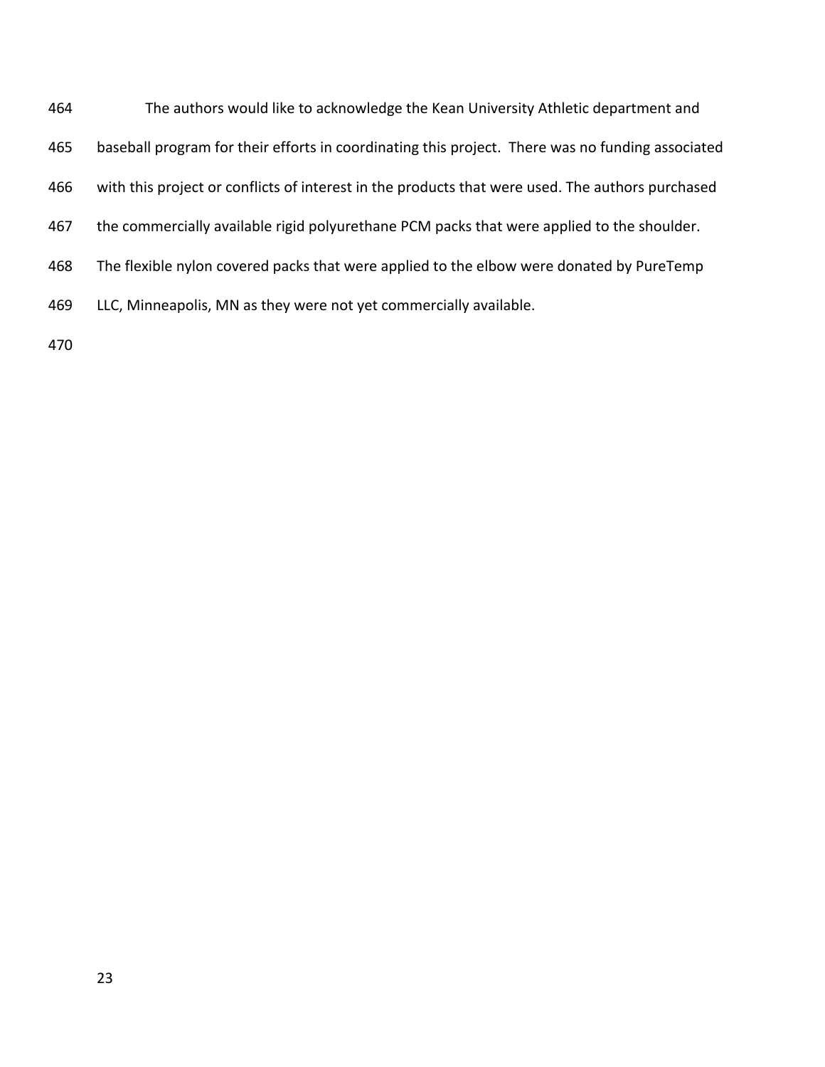The authors would like to acknowledge the Kean University Athletic department and baseball program for their efforts in coordinating this project. There was no funding associated with this project or conflicts of interest in the products that were used. The authors purchased the commercially available rigid polyurethane PCM packs that were applied to the shoulder. The flexible nylon covered packs that were applied to the elbow were donated by PureTemp LLC, Minneapolis, MN as they were not yet commercially available.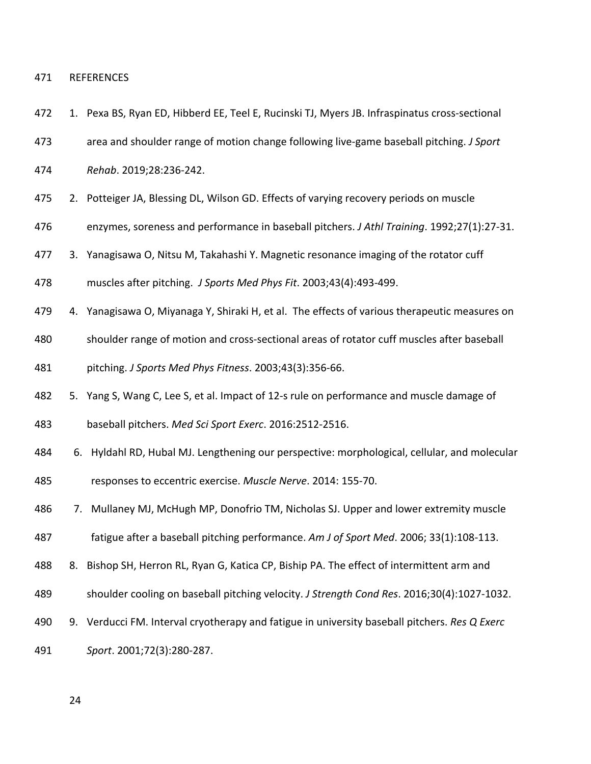REFERENCES

1. Pexa BS, Ryan ED, Hibberd EE, Teel E, Rucinski TJ, Myers JB. Infraspinatus cross-sectional area and shoulder range of motion change following live-game baseball pitching. *J Sport Rehab*. 2019;28:236-242.
2. Potteiger JA, Blessing DL, Wilson GD. Effects of varying recovery periods on muscle enzymes, soreness and performance in baseball pitchers. *J Athl Training*. 1992;27(1):27-31.
3. Yanagisawa O, Nitsu M, Takahashi Y. Magnetic resonance imaging of the rotator cuff muscles after pitching. *J Sports Med Phys Fit*. 2003;43(4):493-499.
4. Yanagisawa O, Miyanaga Y, Shiraki H, et al. The effects of various therapeutic measures on shoulder range of motion and cross-sectional areas of rotator cuff muscles after baseball pitching. *J Sports Med Phys Fitness*. 2003;43(3):356-66.
5. Yang S, Wang C, Lee S, et al. Impact of 12-s rule on performance and muscle damage of baseball pitchers. *Med Sci Sport Exerc*. 2016:2512-2516.
6. Hyldahl RD, Hubal MJ. Lengthening our perspective: morphological, cellular, and molecular responses to eccentric exercise. *Muscle Nerve*. 2014: 155-70.
7. Mullaney MJ, McHugh MP, Donofrio TM, Nicholas SJ. Upper and lower extremity muscle fatigue after a baseball pitching performance. *Am J of Sport Med*. 2006; 33(1):108-113.
8. Bishop SH, Herron RL, Ryan G, Katica CP, Biship PA. The effect of intermittent arm and shoulder cooling on baseball pitching velocity. *J Strength Cond Res*. 2016;30(4):1027-1032.
9. Verducci FM. Interval cryotherapy and fatigue in university baseball pitchers. *Res Q Exerc Sport*. 2001;72(3):280-287.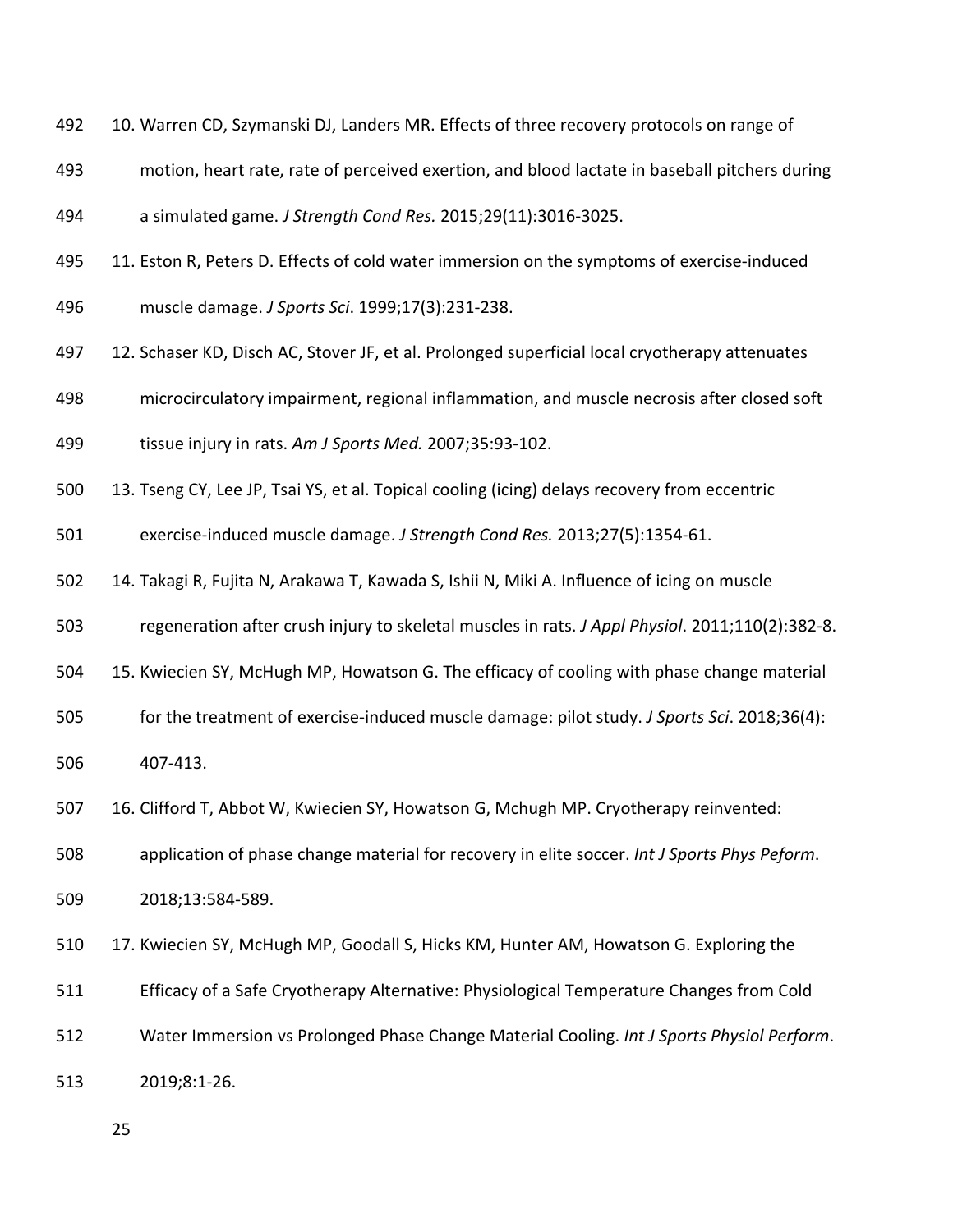10. Warren CD, Szymanski DJ, Landers MR. Effects of three recovery protocols on range of motion, heart rate, rate of perceived exertion, and blood lactate in baseball pitchers during a simulated game. *J Strength Cond Res.* 2015;29(11):3016-3025.
11. Eston R, Peters D. Effects of cold water immersion on the symptoms of exercise-induced muscle damage. *J Sports Sci*. 1999;17(3):231-238.
12. Schaser KD, Disch AC, Stover JF, et al. Prolonged superficial local cryotherapy attenuates microcirculatory impairment, regional inflammation, and muscle necrosis after closed soft tissue injury in rats. *Am J Sports Med.* 2007;35:93-102.
13. Tseng CY, Lee JP, Tsai YS, et al. Topical cooling (icing) delays recovery from eccentric exercise-induced muscle damage. *J Strength Cond Res.* 2013;27(5):1354-61.
14. Takagi R, Fujita N, Arakawa T, Kawada S, Ishii N, Miki A. Influence of icing on muscle regeneration after crush injury to skeletal muscles in rats. *J Appl Physiol*. 2011;110(2):382-8.
15. Kwiecien SY, McHugh MP, Howatson G. The efficacy of cooling with phase change material for the treatment of exercise-induced muscle damage: pilot study. *J Sports Sci*. 2018;36(4): 407-413.
16. Clifford T, Abbot W, Kwiecien SY, Howatson G, Mchugh MP. Cryotherapy reinvented: application of phase change material for recovery in elite soccer. *Int J Sports Phys Peform*. 2018;13:584-589.
17. Kwiecien SY, McHugh MP, Goodall S, Hicks KM, Hunter AM, Howatson G. Exploring the Efficacy of a Safe Cryotherapy Alternative: Physiological Temperature Changes from Cold Water Immersion vs Prolonged Phase Change Material Cooling. *Int J Sports Physiol Perform*. 2019;8:1-26.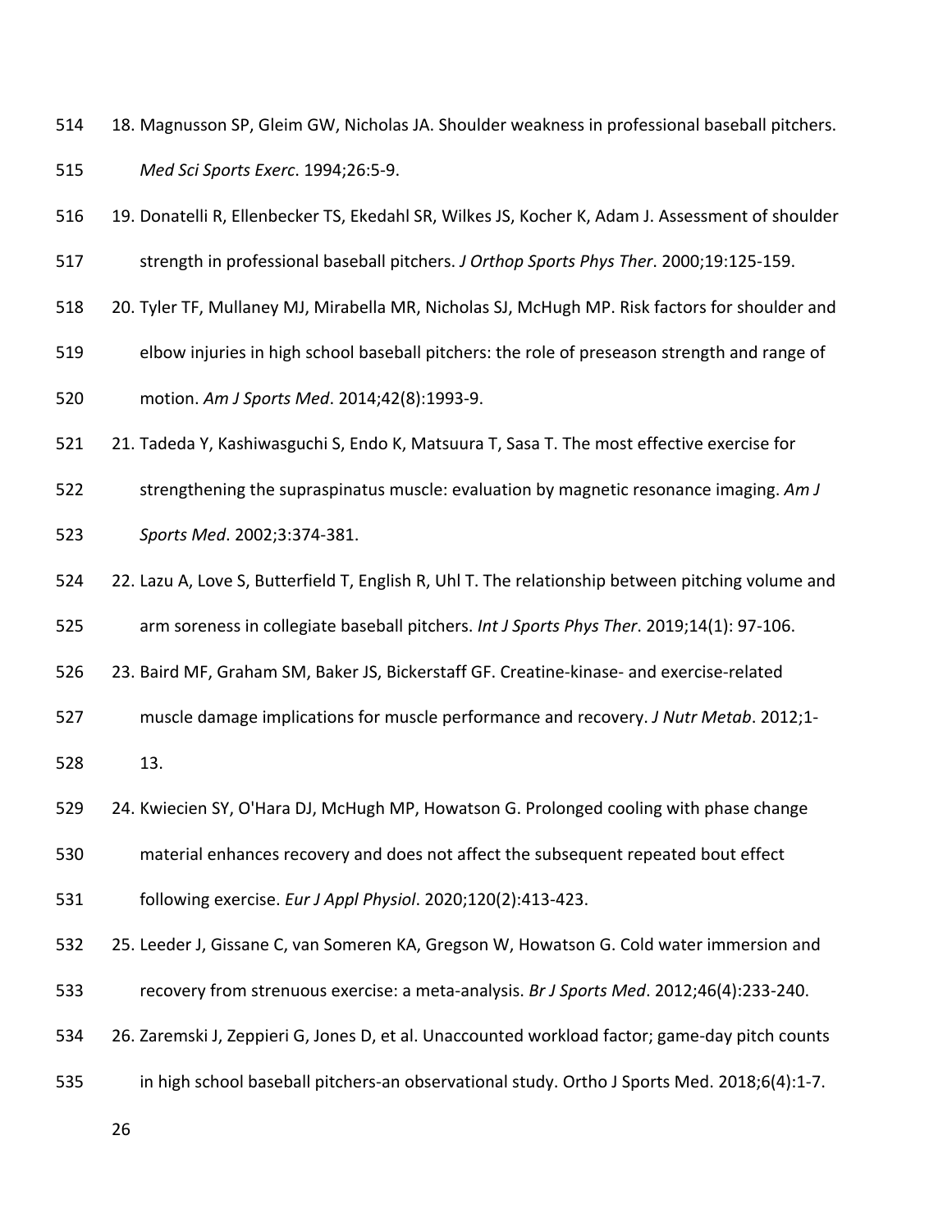18. Magnusson SP, Gleim GW, Nicholas JA. Shoulder weakness in professional baseball pitchers. *Med Sci Sports Exerc*. 1994;26:5-9.
19. Donatelli R, Ellenbecker TS, Ekedahl SR, Wilkes JS, Kocher K, Adam J. Assessment of shoulder strength in professional baseball pitchers. *J Orthop Sports Phys Ther*. 2000;19:125-159.
20. Tyler TF, Mullaney MJ, Mirabella MR, Nicholas SJ, McHugh MP. Risk factors for shoulder and elbow injuries in high school baseball pitchers: the role of preseason strength and range of motion. *Am J Sports Med*. 2014;42(8):1993-9.
21. Tadeda Y, Kashiwasguchi S, Endo K, Matsuura T, Sasa T. The most effective exercise for strengthening the supraspinatus muscle: evaluation by magnetic resonance imaging. *Am J Sports Med*. 2002;3:374-381.
22. Lazu A, Love S, Butterfield T, English R, Uhl T. The relationship between pitching volume and arm soreness in collegiate baseball pitchers. *Int J Sports Phys Ther*. 2019;14(1): 97-106.
23. Baird MF, Graham SM, Baker JS, Bickerstaff GF. Creatine-kinase- and exercise-related muscle damage implications for muscle performance and recovery. *J Nutr Metab*. 2012;1-13.
24. Kwiecien SY, O'Hara DJ, McHugh MP, Howatson G. Prolonged cooling with phase change material enhances recovery and does not affect the subsequent repeated bout effect following exercise. *Eur J Appl Physiol*. 2020;120(2):413-423.
25. Leeder J, Gissane C, van Someren KA, Gregson W, Howatson G. Cold water immersion and recovery from strenuous exercise: a meta-analysis. *Br J Sports Med*. 2012;46(4):233-240.
26. Zaremski J, Zeppieri G, Jones D, et al. Unaccounted workload factor; game-day pitch counts in high school baseball pitchers-an observational study. Ortho J Sports Med. 2018;6(4):1-7.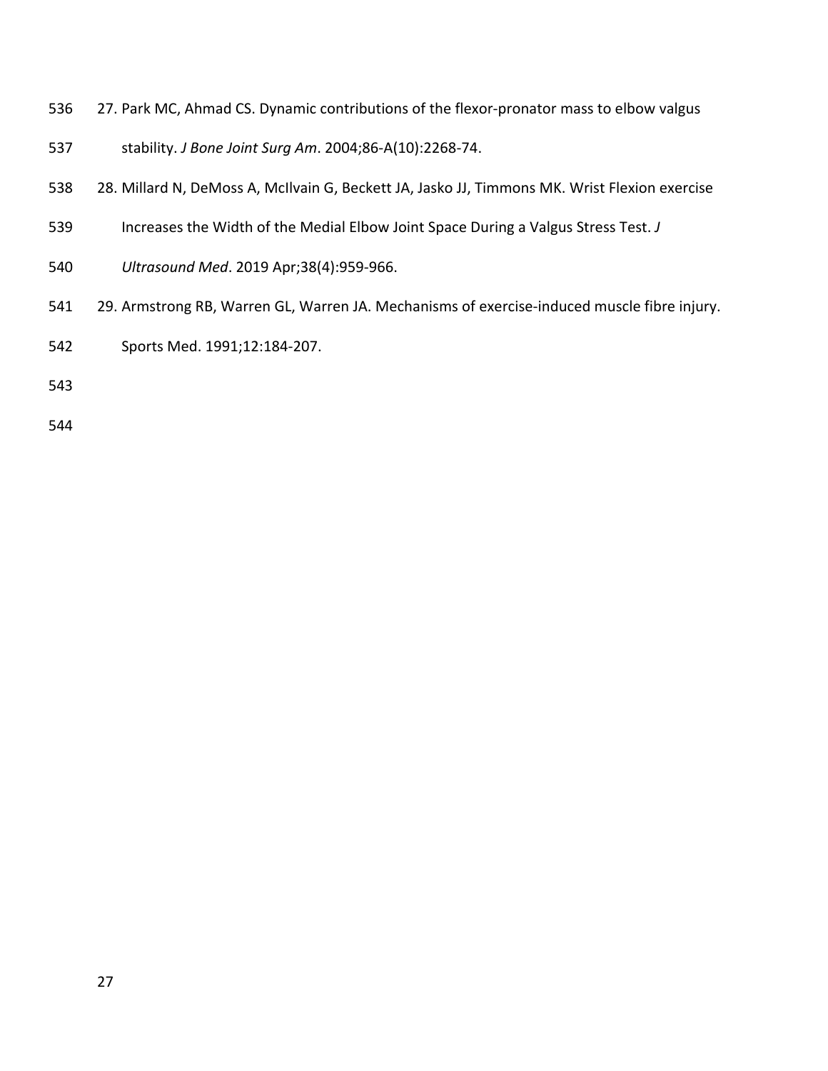27. Park MC, Ahmad CS. Dynamic contributions of the flexor-pronator mass to elbow valgus stability. *J Bone Joint Surg Am*. 2004;86-A(10):2268-74.

28. Millard N, DeMoss A, McIlvain G, Beckett JA, Jasko JJ, Timmons MK. Wrist Flexion exercise Increases the Width of the Medial Elbow Joint Space During a Valgus Stress Test. *J Ultrasound Med*. 2019 Apr;38(4):959-966.

29. Armstrong RB, Warren GL, Warren JA. Mechanisms of exercise-induced muscle fibre injury. Sports Med. 1991;12:184-207.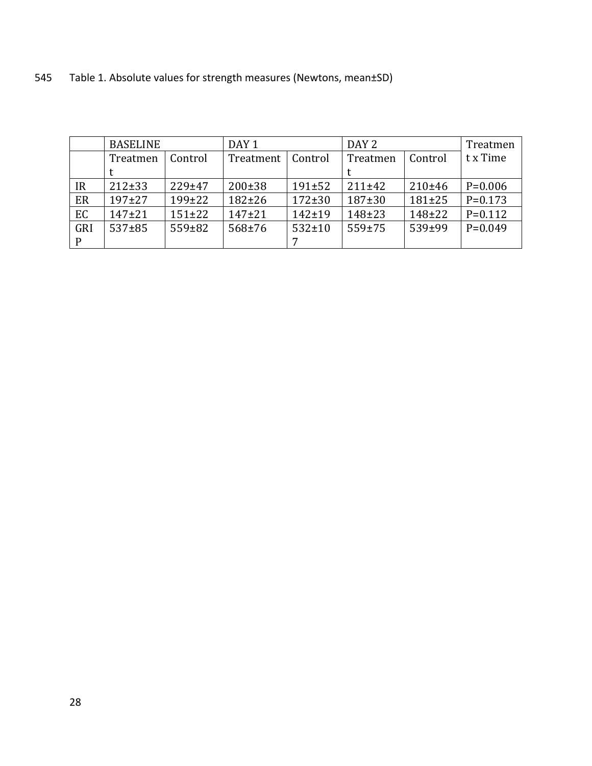Table 1. Absolute values for strength measures (Newtons, mean±SD)

| | BASELINE | | DAY 1 | | DAY 2 | | Treatment x Time |
|---|---|---|---|---|---|---|---|
| | Treatment | Control | Treatment | Control | Treatment | Control | |
| IR | 212±33 | 229±47 | 200±38 | 191±52 | 211±42 | 210±46 | P=0.006 |
| ER | 197±27 | 199±22 | 182±26 | 172±30 | 187±30 | 181±25 | P=0.173 |
| EC | 147±21 | 151±22 | 147±21 | 142±19 | 148±23 | 148±22 | P=0.112 |
| GRIP | 537±85 | 559±82 | 568±76 | 532±107 | 559±75 | 539±99 | P=0.049 |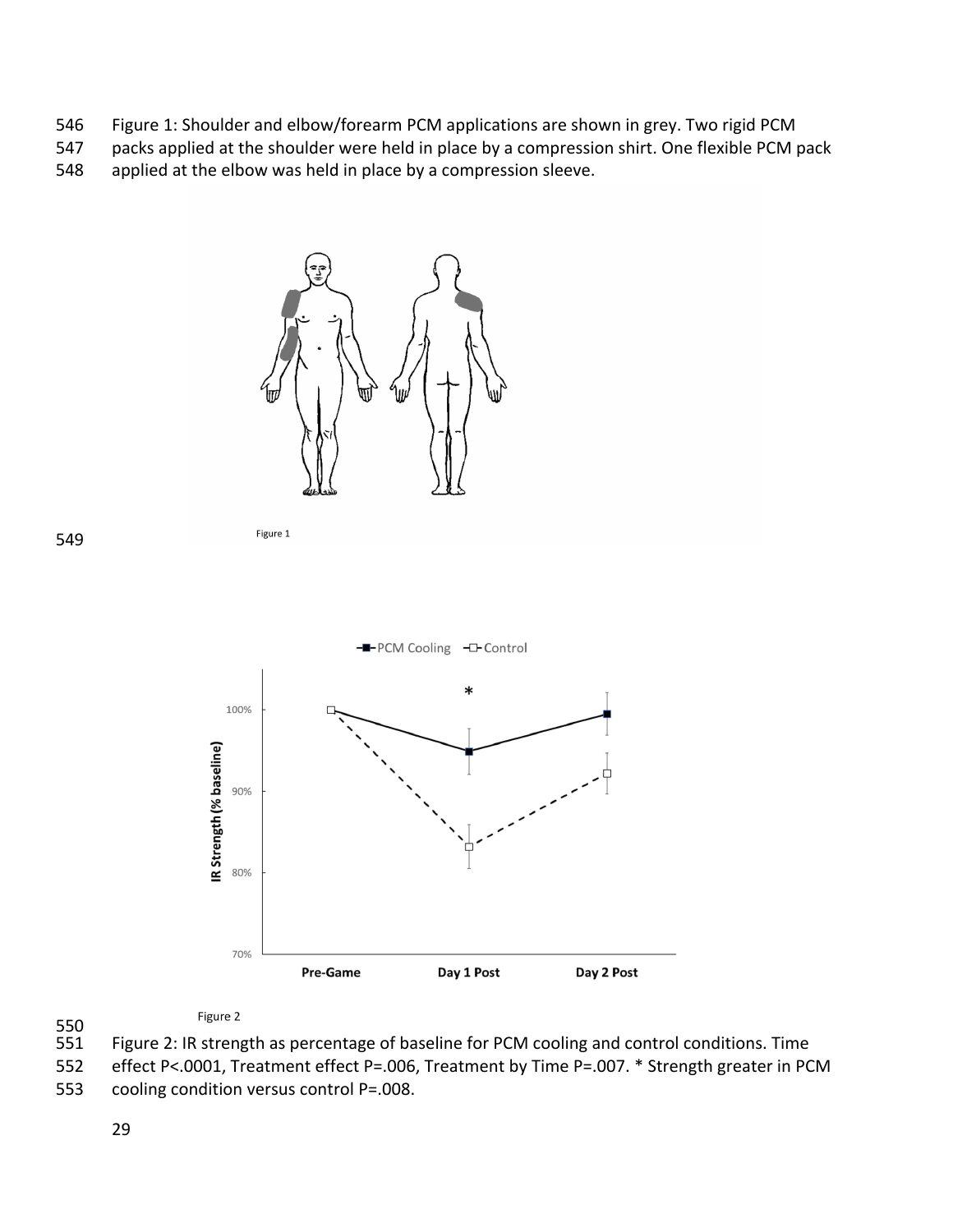Figure 1: Shoulder and elbow/forearm PCM applications are shown in grey. Two rigid PCM packs applied at the shoulder were held in place by a compression shirt. One flexible PCM pack applied at the elbow was held in place by a compression sleeve.

Figure 1

Figure 2

Figure 2: IR strength as percentage of baseline for PCM cooling and control conditions. Time effect P<.0001, Treatment effect P=.006, Treatment by Time P=.007. * Strength greater in PCM cooling condition versus control P=.008.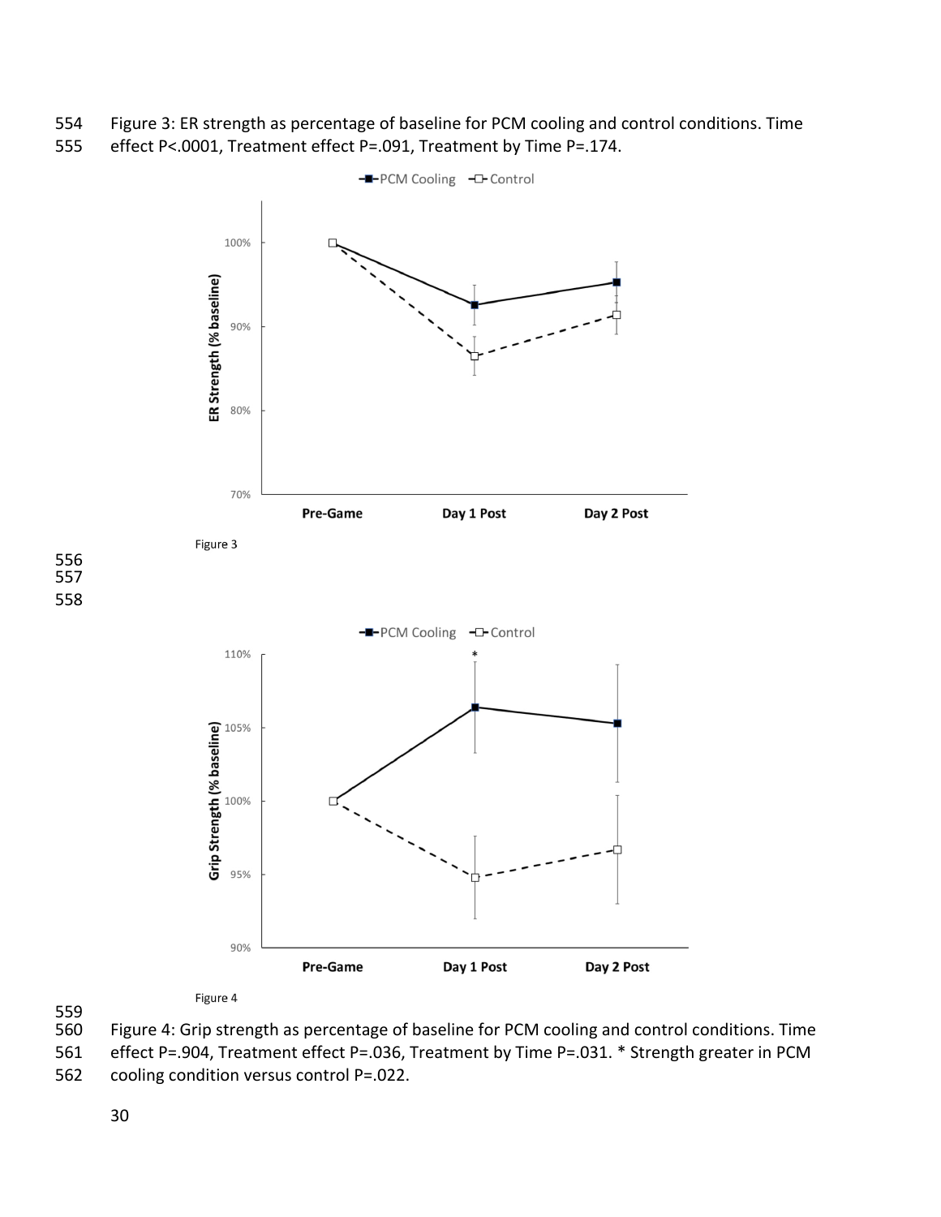Figure 3: ER strength as percentage of baseline for PCM cooling and control conditions. Time effect P<.0001, Treatment effect P=.091, Treatment by Time P=.174.

PCM Cooling
Control

ER Strength (% baseline)

100%
90%
80%
70%

Pre-Game
Day 1 Post
Day 2 Post

Figure 3

PCM Cooling
Control

Grip Strength (% baseline)

110%
105%
100%
95%
90%

*

Pre-Game
Day 1 Post
Day 2 Post

Figure 4

Figure 4: Grip strength as percentage of baseline for PCM cooling and control conditions. Time effect P=.904, Treatment effect P=.036, Treatment by Time P=.031. * Strength greater in PCM cooling condition versus control P=.022.